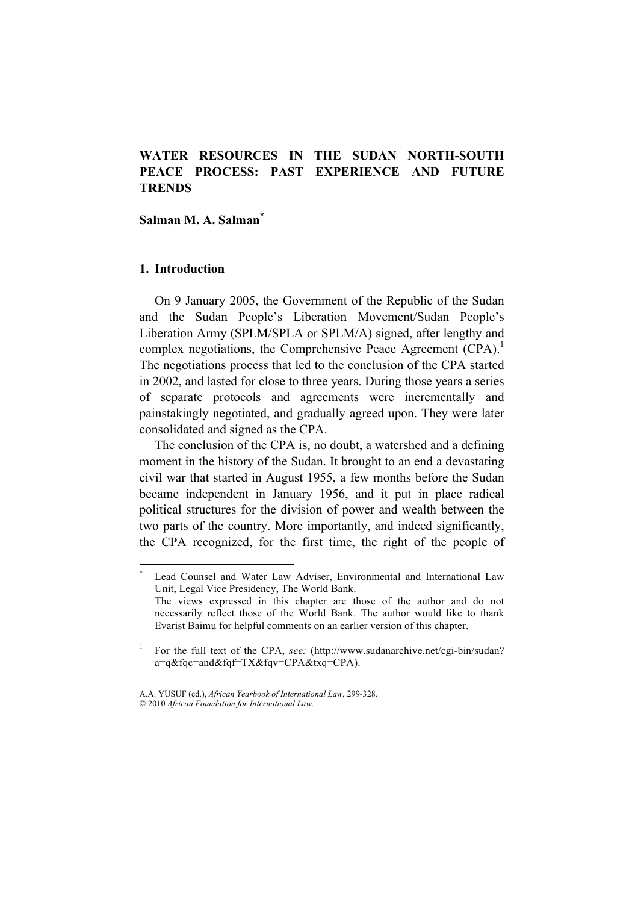# WATER RESOURCES IN THE SUDAN NORTH-SOUTH PEACE PROCESS: PAST EXPERIENCE AND FUTURE TRENDS

**Salman M. A. Salman***

## 1. Introduction

On 9 January 2005, the Government of the Republic of the Sudan and the Sudan People's Liberation Movement/Sudan People's Liberation Army (SPLM/SPLA or SPLM/A) signed, after lengthy and complex negotiations, the Comprehensive Peace Agreement (CPA).[1] The negotiations process that led to the conclusion of the CPA started in 2002, and lasted for close to three years. During those years a series of separate protocols and agreements were incrementally and painstakingly negotiated, and gradually agreed upon. They were later consolidated and signed as the CPA.

The conclusion of the CPA is, no doubt, a watershed and a defining moment in the history of the Sudan. It brought to an end a devastating civil war that started in August 1955, a few months before the Sudan became independent in January 1956, and it put in place radical political structures for the division of power and wealth between the two parts of the country. More importantly, and indeed significantly, the CPA recognized, for the first time, the right of the people of

---

\* Lead Counsel and Water Law Adviser, Environmental and International Law Unit, Legal Vice Presidency, The World Bank.
The views expressed in this chapter are those of the author and do not necessarily reflect those of the World Bank. The author would like to thank Evarist Baimu for helpful comments on an earlier version of this chapter.

[1] For the full text of the CPA, *see:* (http://www.sudanarchive.net/cgi-bin/sudan?a=q&fqc=and&fqf=TX&fqv=CPA&txq=CPA).

A.A. YUSUF (ed.), *African Yearbook of International Law*, 299-328.
© 2010 *African Foundation for International Law*.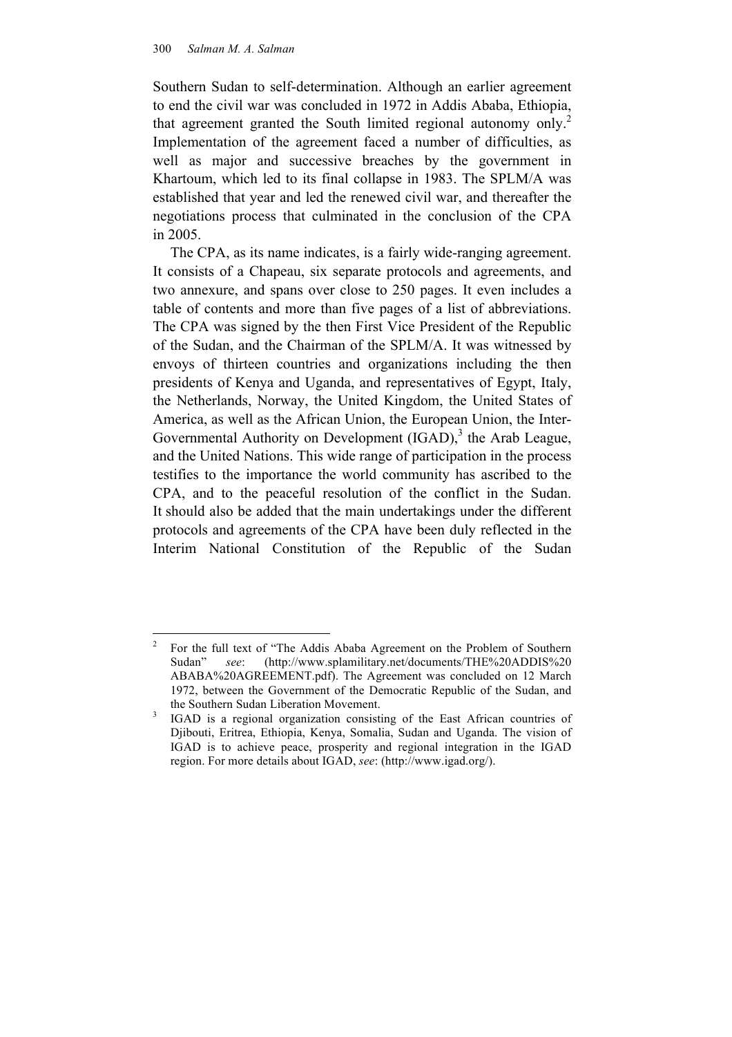Southern Sudan to self-determination. Although an earlier agreement to end the civil war was concluded in 1972 in Addis Ababa, Ethiopia, that agreement granted the South limited regional autonomy only.[2] Implementation of the agreement faced a number of difficulties, as well as major and successive breaches by the government in Khartoum, which led to its final collapse in 1983. The SPLM/A was established that year and led the renewed civil war, and thereafter the negotiations process that culminated in the conclusion of the CPA in 2005.

The CPA, as its name indicates, is a fairly wide-ranging agreement. It consists of a Chapeau, six separate protocols and agreements, and two annexure, and spans over close to 250 pages. It even includes a table of contents and more than five pages of a list of abbreviations. The CPA was signed by the then First Vice President of the Republic of the Sudan, and the Chairman of the SPLM/A. It was witnessed by envoys of thirteen countries and organizations including the then presidents of Kenya and Uganda, and representatives of Egypt, Italy, the Netherlands, Norway, the United Kingdom, the United States of America, as well as the African Union, the European Union, the Inter-Governmental Authority on Development (IGAD),[3] the Arab League, and the United Nations. This wide range of participation in the process testifies to the importance the world community has ascribed to the CPA, and to the peaceful resolution of the conflict in the Sudan. It should also be added that the main undertakings under the different protocols and agreements of the CPA have been duly reflected in the Interim National Constitution of the Republic of the Sudan

---

[2] For the full text of "The Addis Ababa Agreement on the Problem of Southern Sudan" *see*: (http://www.splamilitary.net/documents/THE%20ADDIS%20ABABA%20AGREEMENT.pdf). The Agreement was concluded on 12 March 1972, between the Government of the Democratic Republic of the Sudan, and the Southern Sudan Liberation Movement.

[3] IGAD is a regional organization consisting of the East African countries of Djibouti, Eritrea, Ethiopia, Kenya, Somalia, Sudan and Uganda. The vision of IGAD is to achieve peace, prosperity and regional integration in the IGAD region. For more details about IGAD, *see*: (http://www.igad.org/).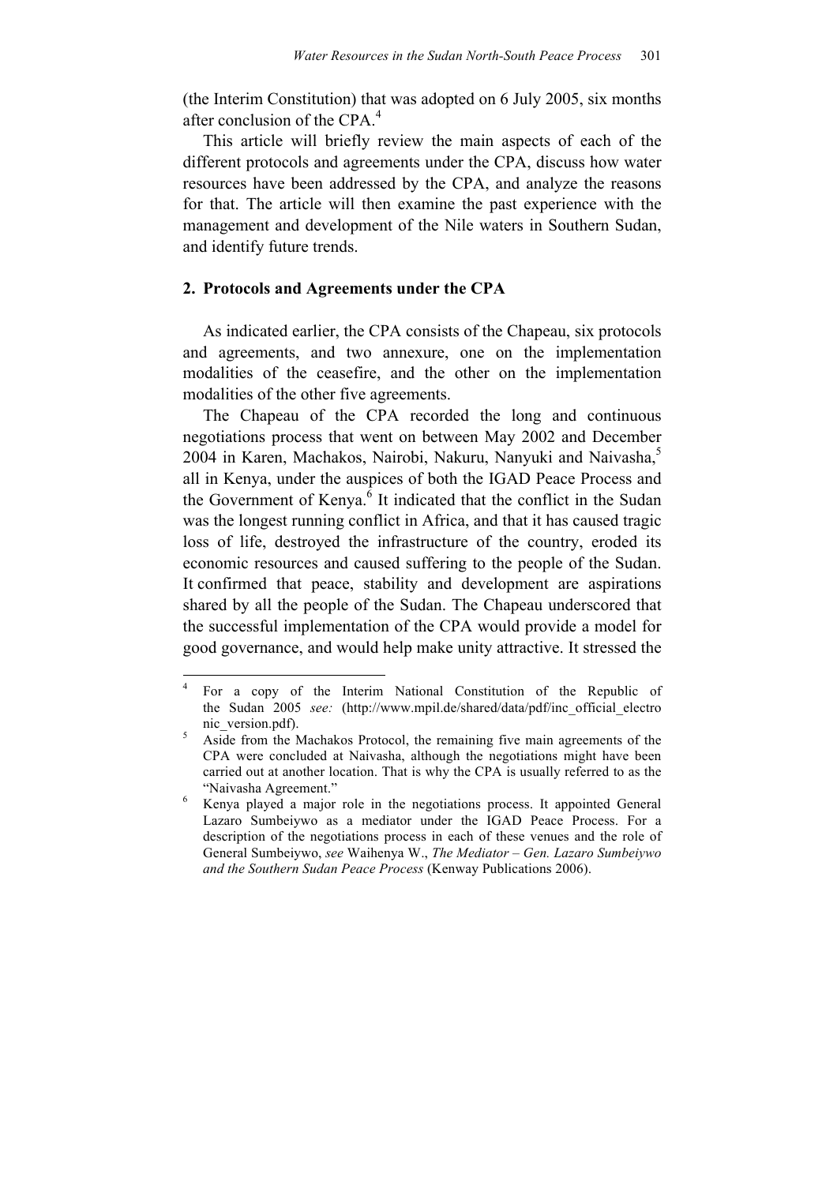(the Interim Constitution) that was adopted on 6 July 2005, six months after conclusion of the CPA.[4]

This article will briefly review the main aspects of each of the different protocols and agreements under the CPA, discuss how water resources have been addressed by the CPA, and analyze the reasons for that. The article will then examine the past experience with the management and development of the Nile waters in Southern Sudan, and identify future trends.

## 2. Protocols and Agreements under the CPA

As indicated earlier, the CPA consists of the Chapeau, six protocols and agreements, and two annexure, one on the implementation modalities of the ceasefire, and the other on the implementation modalities of the other five agreements.

The Chapeau of the CPA recorded the long and continuous negotiations process that went on between May 2002 and December 2004 in Karen, Machakos, Nairobi, Nakuru, Nanyuki and Naivasha,[5] all in Kenya, under the auspices of both the IGAD Peace Process and the Government of Kenya.[6] It indicated that the conflict in the Sudan was the longest running conflict in Africa, and that it has caused tragic loss of life, destroyed the infrastructure of the country, eroded its economic resources and caused suffering to the people of the Sudan. It confirmed that peace, stability and development are aspirations shared by all the people of the Sudan. The Chapeau underscored that the successful implementation of the CPA would provide a model for good governance, and would help make unity attractive. It stressed the

---

[4] For a copy of the Interim National Constitution of the Republic of the Sudan 2005 *see:* (http://www.mpil.de/shared/data/pdf/inc_official_electronic_version.pdf).

[5] Aside from the Machakos Protocol, the remaining five main agreements of the CPA were concluded at Naivasha, although the negotiations might have been carried out at another location. That is why the CPA is usually referred to as the "Naivasha Agreement."

[6] Kenya played a major role in the negotiations process. It appointed General Lazaro Sumbeiywo as a mediator under the IGAD Peace Process. For a description of the negotiations process in each of these venues and the role of General Sumbeiywo, *see* Waihenya W., *The Mediator – Gen. Lazaro Sumbeiywo and the Southern Sudan Peace Process* (Kenway Publications 2006).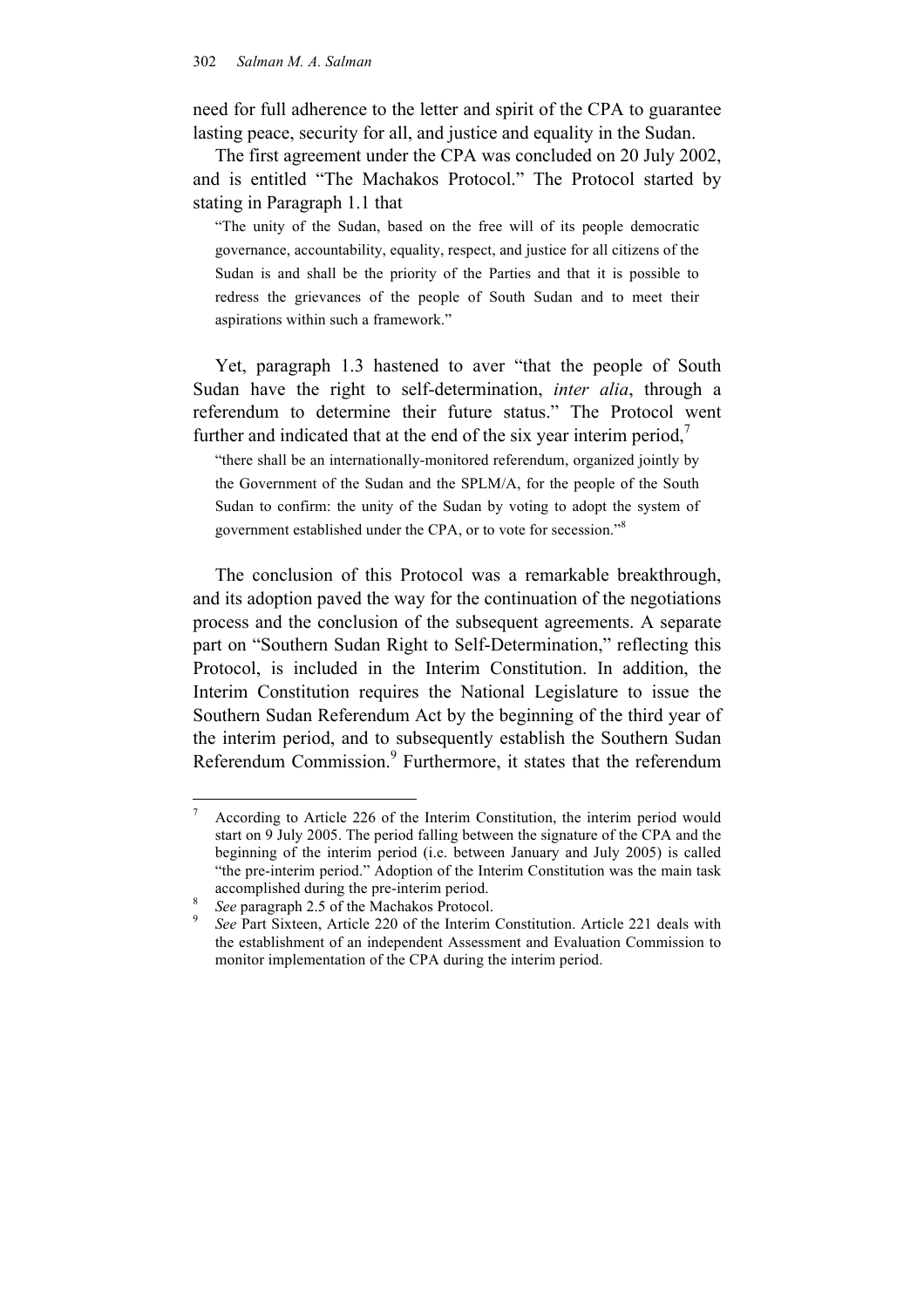need for full adherence to the letter and spirit of the CPA to guarantee lasting peace, security for all, and justice and equality in the Sudan.

The first agreement under the CPA was concluded on 20 July 2002, and is entitled "The Machakos Protocol." The Protocol started by stating in Paragraph 1.1 that

> "The unity of the Sudan, based on the free will of its people democratic governance, accountability, equality, respect, and justice for all citizens of the Sudan is and shall be the priority of the Parties and that it is possible to redress the grievances of the people of South Sudan and to meet their aspirations within such a framework."

Yet, paragraph 1.3 hastened to aver "that the people of South Sudan have the right to self-determination, *inter alia*, through a referendum to determine their future status." The Protocol went further and indicated that at the end of the six year interim period,[7]

> "there shall be an internationally-monitored referendum, organized jointly by the Government of the Sudan and the SPLM/A, for the people of the South Sudan to confirm: the unity of the Sudan by voting to adopt the system of government established under the CPA, or to vote for secession."[8]

The conclusion of this Protocol was a remarkable breakthrough, and its adoption paved the way for the continuation of the negotiations process and the conclusion of the subsequent agreements. A separate part on "Southern Sudan Right to Self-Determination," reflecting this Protocol, is included in the Interim Constitution. In addition, the Interim Constitution requires the National Legislature to issue the Southern Sudan Referendum Act by the beginning of the third year of the interim period, and to subsequently establish the Southern Sudan Referendum Commission.[9] Furthermore, it states that the referendum

---

[7] According to Article 226 of the Interim Constitution, the interim period would start on 9 July 2005. The period falling between the signature of the CPA and the beginning of the interim period (i.e. between January and July 2005) is called "the pre-interim period." Adoption of the Interim Constitution was the main task accomplished during the pre-interim period.

[8] *See* paragraph 2.5 of the Machakos Protocol.

[9] *See* Part Sixteen, Article 220 of the Interim Constitution. Article 221 deals with the establishment of an independent Assessment and Evaluation Commission to monitor implementation of the CPA during the interim period.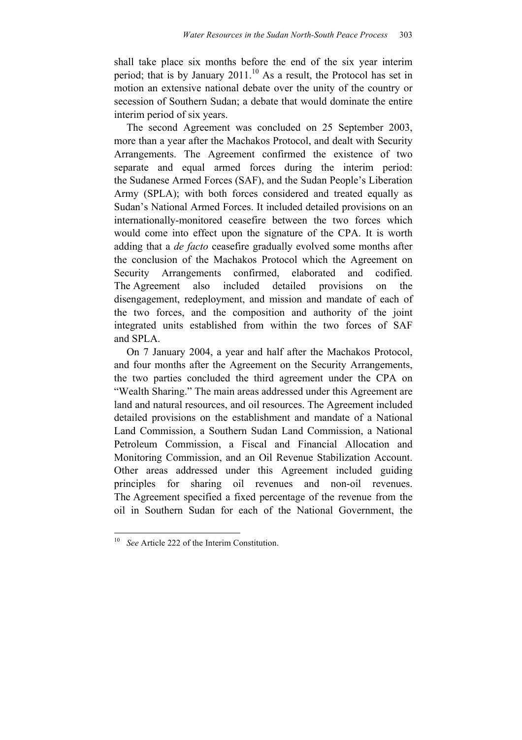shall take place six months before the end of the six year interim period; that is by January 2011.[10] As a result, the Protocol has set in motion an extensive national debate over the unity of the country or secession of Southern Sudan; a debate that would dominate the entire interim period of six years.

The second Agreement was concluded on 25 September 2003, more than a year after the Machakos Protocol, and dealt with Security Arrangements. The Agreement confirmed the existence of two separate and equal armed forces during the interim period: the Sudanese Armed Forces (SAF), and the Sudan People's Liberation Army (SPLA); with both forces considered and treated equally as Sudan's National Armed Forces. It included detailed provisions on an internationally-monitored ceasefire between the two forces which would come into effect upon the signature of the CPA. It is worth adding that a *de facto* ceasefire gradually evolved some months after the conclusion of the Machakos Protocol which the Agreement on Security Arrangements confirmed, elaborated and codified. The Agreement also included detailed provisions on the disengagement, redeployment, and mission and mandate of each of the two forces, and the composition and authority of the joint integrated units established from within the two forces of SAF and SPLA.

On 7 January 2004, a year and half after the Machakos Protocol, and four months after the Agreement on the Security Arrangements, the two parties concluded the third agreement under the CPA on "Wealth Sharing." The main areas addressed under this Agreement are land and natural resources, and oil resources. The Agreement included detailed provisions on the establishment and mandate of a National Land Commission, a Southern Sudan Land Commission, a National Petroleum Commission, a Fiscal and Financial Allocation and Monitoring Commission, and an Oil Revenue Stabilization Account. Other areas addressed under this Agreement included guiding principles for sharing oil revenues and non-oil revenues. The Agreement specified a fixed percentage of the revenue from the oil in Southern Sudan for each of the National Government, the

[10] *See* Article 222 of the Interim Constitution.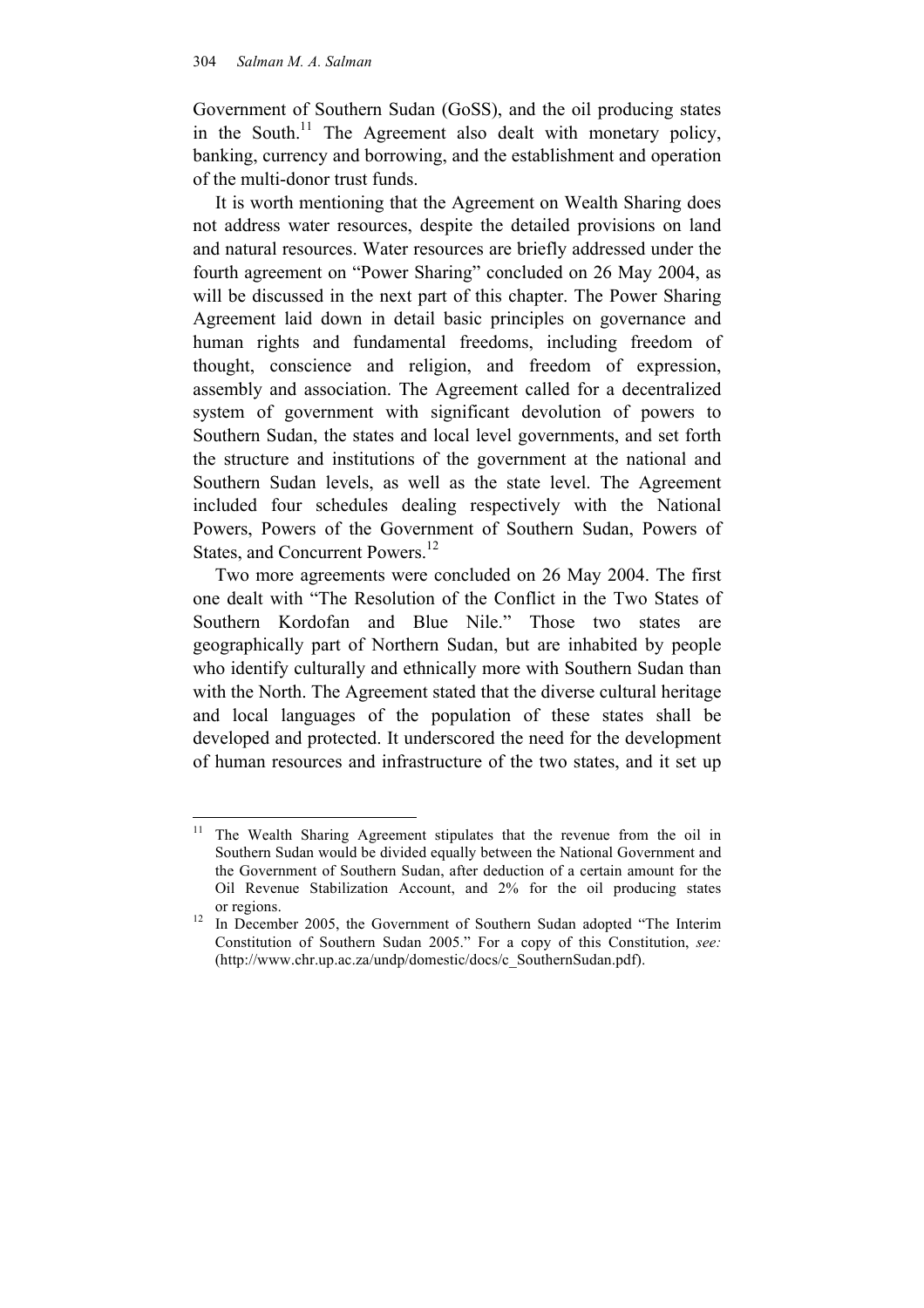Government of Southern Sudan (GoSS), and the oil producing states in the South.[11] The Agreement also dealt with monetary policy, banking, currency and borrowing, and the establishment and operation of the multi-donor trust funds.

It is worth mentioning that the Agreement on Wealth Sharing does not address water resources, despite the detailed provisions on land and natural resources. Water resources are briefly addressed under the fourth agreement on "Power Sharing" concluded on 26 May 2004, as will be discussed in the next part of this chapter. The Power Sharing Agreement laid down in detail basic principles on governance and human rights and fundamental freedoms, including freedom of thought, conscience and religion, and freedom of expression, assembly and association. The Agreement called for a decentralized system of government with significant devolution of powers to Southern Sudan, the states and local level governments, and set forth the structure and institutions of the government at the national and Southern Sudan levels, as well as the state level. The Agreement included four schedules dealing respectively with the National Powers, Powers of the Government of Southern Sudan, Powers of States, and Concurrent Powers.[12]

Two more agreements were concluded on 26 May 2004. The first one dealt with "The Resolution of the Conflict in the Two States of Southern Kordofan and Blue Nile." Those two states are geographically part of Northern Sudan, but are inhabited by people who identify culturally and ethnically more with Southern Sudan than with the North. The Agreement stated that the diverse cultural heritage and local languages of the population of these states shall be developed and protected. It underscored the need for the development of human resources and infrastructure of the two states, and it set up

---

[11] The Wealth Sharing Agreement stipulates that the revenue from the oil in Southern Sudan would be divided equally between the National Government and the Government of Southern Sudan, after deduction of a certain amount for the Oil Revenue Stabilization Account, and 2% for the oil producing states or regions.

[12] In December 2005, the Government of Southern Sudan adopted "The Interim Constitution of Southern Sudan 2005." For a copy of this Constitution, *see:* (http://www.chr.up.ac.za/undp/domestic/docs/c_SouthernSudan.pdf).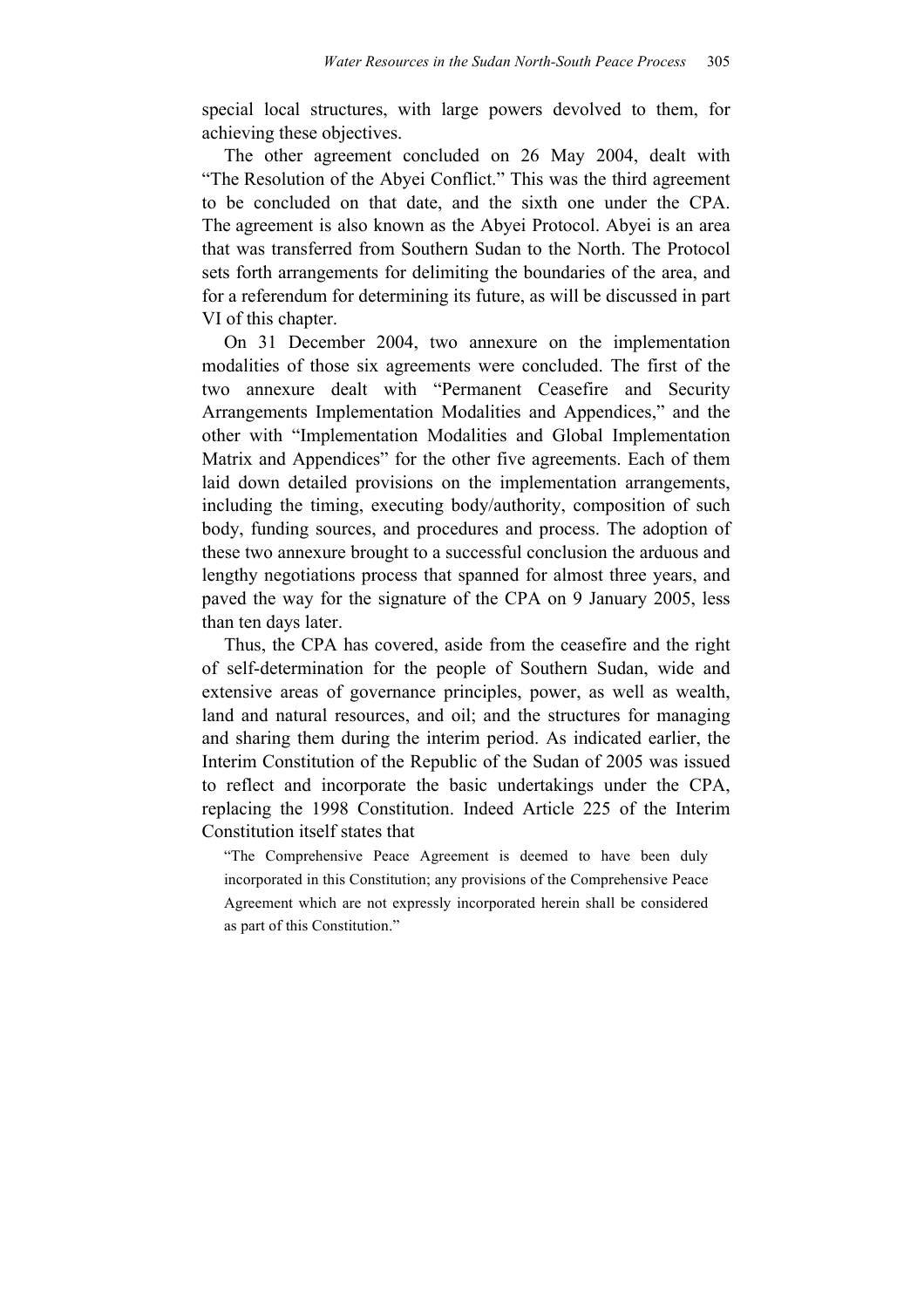special local structures, with large powers devolved to them, for achieving these objectives.

The other agreement concluded on 26 May 2004, dealt with "The Resolution of the Abyei Conflict." This was the third agreement to be concluded on that date, and the sixth one under the CPA. The agreement is also known as the Abyei Protocol. Abyei is an area that was transferred from Southern Sudan to the North. The Protocol sets forth arrangements for delimiting the boundaries of the area, and for a referendum for determining its future, as will be discussed in part VI of this chapter.

On 31 December 2004, two annexure on the implementation modalities of those six agreements were concluded. The first of the two annexure dealt with "Permanent Ceasefire and Security Arrangements Implementation Modalities and Appendices," and the other with "Implementation Modalities and Global Implementation Matrix and Appendices" for the other five agreements. Each of them laid down detailed provisions on the implementation arrangements, including the timing, executing body/authority, composition of such body, funding sources, and procedures and process. The adoption of these two annexure brought to a successful conclusion the arduous and lengthy negotiations process that spanned for almost three years, and paved the way for the signature of the CPA on 9 January 2005, less than ten days later.

Thus, the CPA has covered, aside from the ceasefire and the right of self-determination for the people of Southern Sudan, wide and extensive areas of governance principles, power, as well as wealth, land and natural resources, and oil; and the structures for managing and sharing them during the interim period. As indicated earlier, the Interim Constitution of the Republic of the Sudan of 2005 was issued to reflect and incorporate the basic undertakings under the CPA, replacing the 1998 Constitution. Indeed Article 225 of the Interim Constitution itself states that

> "The Comprehensive Peace Agreement is deemed to have been duly incorporated in this Constitution; any provisions of the Comprehensive Peace Agreement which are not expressly incorporated herein shall be considered as part of this Constitution."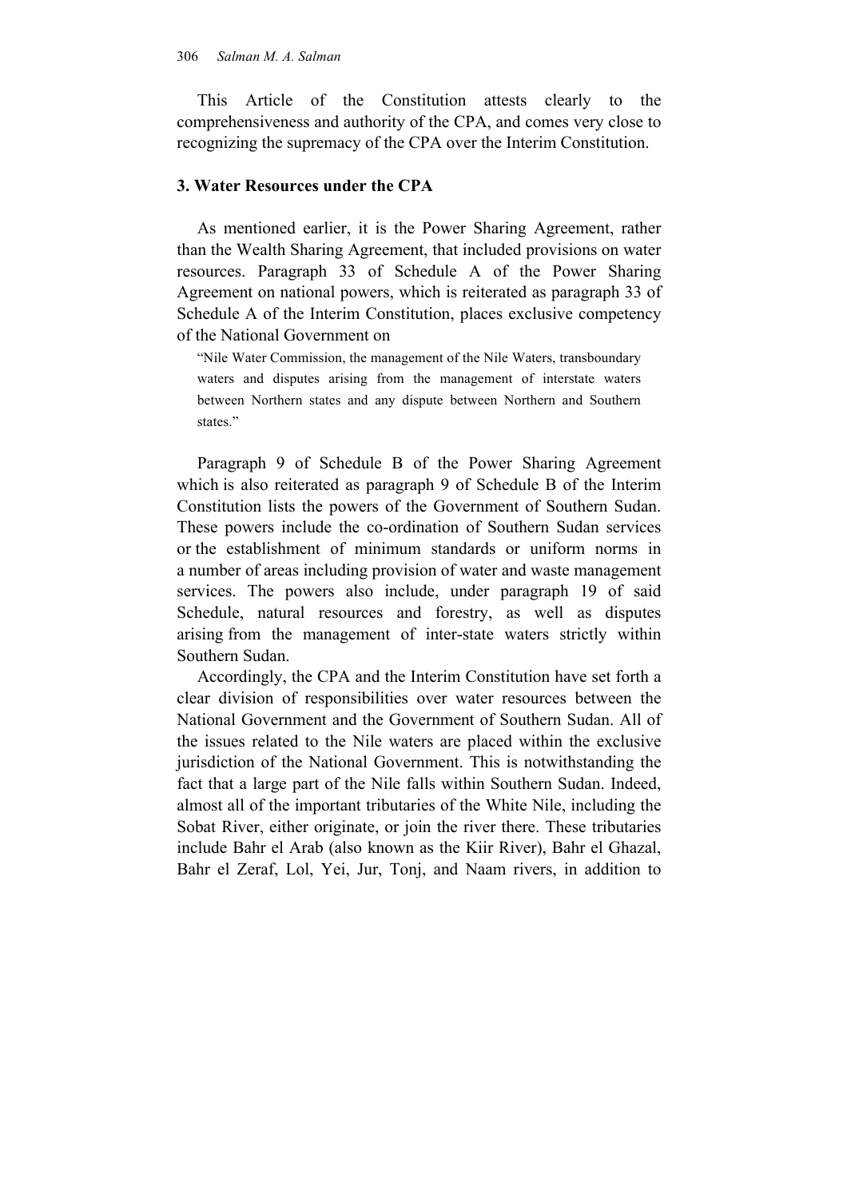This Article of the Constitution attests clearly to the comprehensiveness and authority of the CPA, and comes very close to recognizing the supremacy of the CPA over the Interim Constitution.

## 3. Water Resources under the CPA

As mentioned earlier, it is the Power Sharing Agreement, rather than the Wealth Sharing Agreement, that included provisions on water resources. Paragraph 33 of Schedule A of the Power Sharing Agreement on national powers, which is reiterated as paragraph 33 of Schedule A of the Interim Constitution, places exclusive competency of the National Government on

> "Nile Water Commission, the management of the Nile Waters, transboundary waters and disputes arising from the management of interstate waters between Northern states and any dispute between Northern and Southern states."

Paragraph 9 of Schedule B of the Power Sharing Agreement which is also reiterated as paragraph 9 of Schedule B of the Interim Constitution lists the powers of the Government of Southern Sudan. These powers include the co-ordination of Southern Sudan services or the establishment of minimum standards or uniform norms in a number of areas including provision of water and waste management services. The powers also include, under paragraph 19 of said Schedule, natural resources and forestry, as well as disputes arising from the management of inter-state waters strictly within Southern Sudan.

Accordingly, the CPA and the Interim Constitution have set forth a clear division of responsibilities over water resources between the National Government and the Government of Southern Sudan. All of the issues related to the Nile waters are placed within the exclusive jurisdiction of the National Government. This is notwithstanding the fact that a large part of the Nile falls within Southern Sudan. Indeed, almost all of the important tributaries of the White Nile, including the Sobat River, either originate, or join the river there. These tributaries include Bahr el Arab (also known as the Kiir River), Bahr el Ghazal, Bahr el Zeraf, Lol, Yei, Jur, Tonj, and Naam rivers, in addition to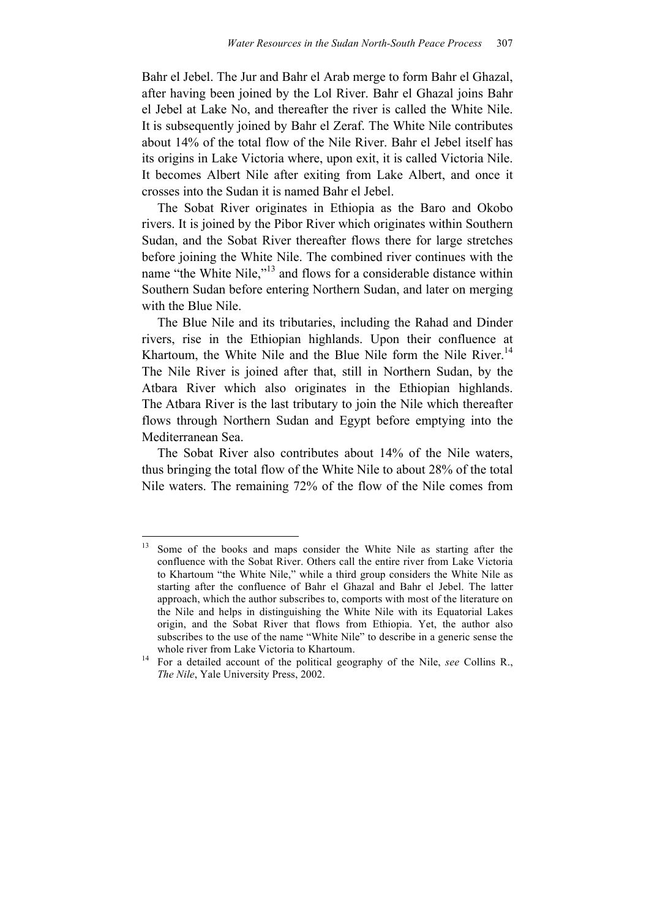Bahr el Jebel. The Jur and Bahr el Arab merge to form Bahr el Ghazal, after having been joined by the Lol River. Bahr el Ghazal joins Bahr el Jebel at Lake No, and thereafter the river is called the White Nile. It is subsequently joined by Bahr el Zeraf. The White Nile contributes about 14% of the total flow of the Nile River. Bahr el Jebel itself has its origins in Lake Victoria where, upon exit, it is called Victoria Nile. It becomes Albert Nile after exiting from Lake Albert, and once it crosses into the Sudan it is named Bahr el Jebel.

The Sobat River originates in Ethiopia as the Baro and Okobo rivers. It is joined by the Pibor River which originates within Southern Sudan, and the Sobat River thereafter flows there for large stretches before joining the White Nile. The combined river continues with the name "the White Nile,"[13] and flows for a considerable distance within Southern Sudan before entering Northern Sudan, and later on merging with the Blue Nile.

The Blue Nile and its tributaries, including the Rahad and Dinder rivers, rise in the Ethiopian highlands. Upon their confluence at Khartoum, the White Nile and the Blue Nile form the Nile River.[14] The Nile River is joined after that, still in Northern Sudan, by the Atbara River which also originates in the Ethiopian highlands. The Atbara River is the last tributary to join the Nile which thereafter flows through Northern Sudan and Egypt before emptying into the Mediterranean Sea.

The Sobat River also contributes about 14% of the Nile waters, thus bringing the total flow of the White Nile to about 28% of the total Nile waters. The remaining 72% of the flow of the Nile comes from

---

[13] Some of the books and maps consider the White Nile as starting after the confluence with the Sobat River. Others call the entire river from Lake Victoria to Khartoum "the White Nile," while a third group considers the White Nile as starting after the confluence of Bahr el Ghazal and Bahr el Jebel. The latter approach, which the author subscribes to, comports with most of the literature on the Nile and helps in distinguishing the White Nile with its Equatorial Lakes origin, and the Sobat River that flows from Ethiopia. Yet, the author also subscribes to the use of the name "White Nile" to describe in a generic sense the whole river from Lake Victoria to Khartoum.

[14] For a detailed account of the political geography of the Nile, *see* Collins R., *The Nile*, Yale University Press, 2002.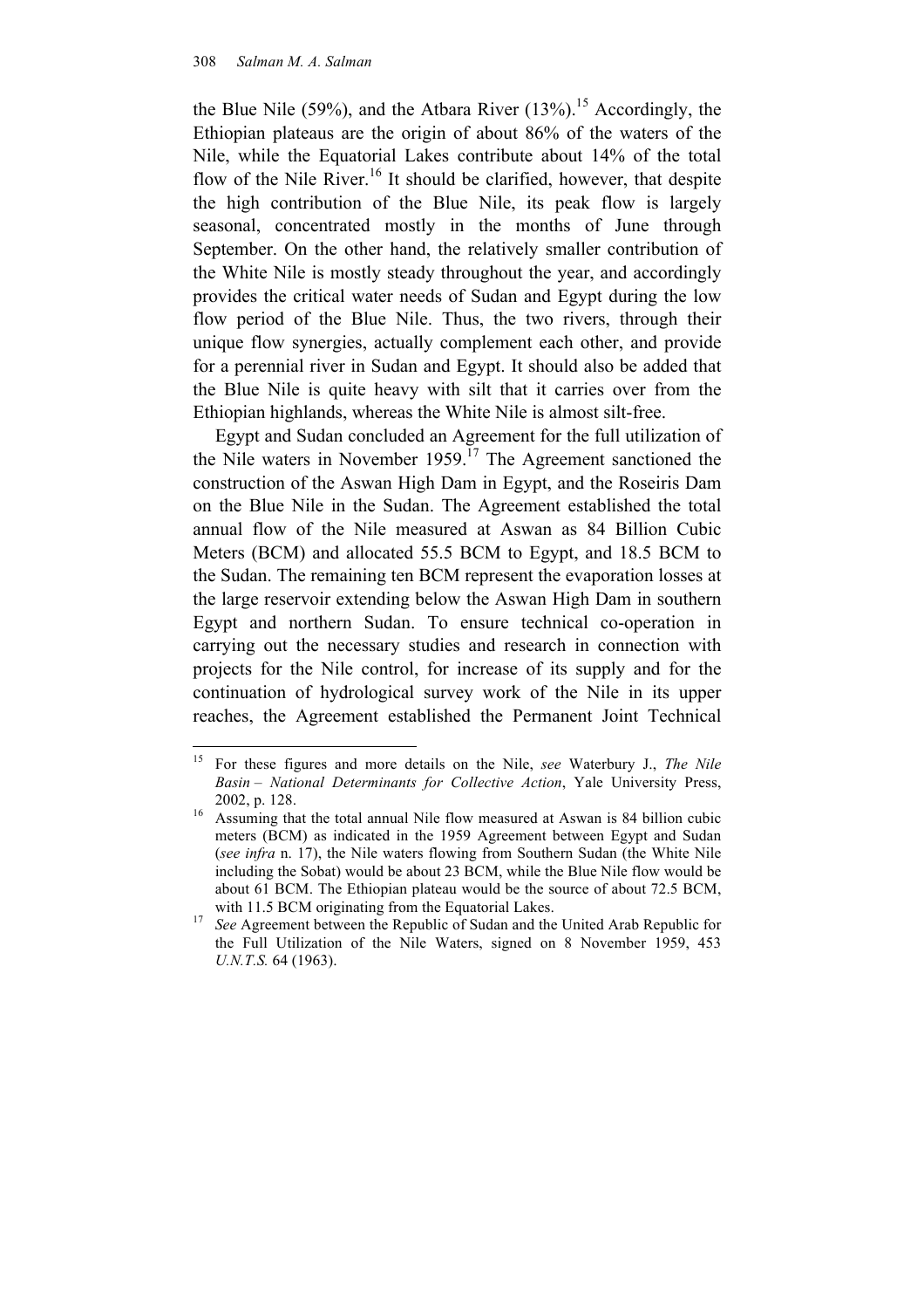the Blue Nile (59%), and the Atbara River (13%).[15] Accordingly, the Ethiopian plateaus are the origin of about 86% of the waters of the Nile, while the Equatorial Lakes contribute about 14% of the total flow of the Nile River.[16] It should be clarified, however, that despite the high contribution of the Blue Nile, its peak flow is largely seasonal, concentrated mostly in the months of June through September. On the other hand, the relatively smaller contribution of the White Nile is mostly steady throughout the year, and accordingly provides the critical water needs of Sudan and Egypt during the low flow period of the Blue Nile. Thus, the two rivers, through their unique flow synergies, actually complement each other, and provide for a perennial river in Sudan and Egypt. It should also be added that the Blue Nile is quite heavy with silt that it carries over from the Ethiopian highlands, whereas the White Nile is almost silt-free.

Egypt and Sudan concluded an Agreement for the full utilization of the Nile waters in November 1959.[17] The Agreement sanctioned the construction of the Aswan High Dam in Egypt, and the Roseiris Dam on the Blue Nile in the Sudan. The Agreement established the total annual flow of the Nile measured at Aswan as 84 Billion Cubic Meters (BCM) and allocated 55.5 BCM to Egypt, and 18.5 BCM to the Sudan. The remaining ten BCM represent the evaporation losses at the large reservoir extending below the Aswan High Dam in southern Egypt and northern Sudan. To ensure technical co-operation in carrying out the necessary studies and research in connection with projects for the Nile control, for increase of its supply and for the continuation of hydrological survey work of the Nile in its upper reaches, the Agreement established the Permanent Joint Technical

---

[15] For these figures and more details on the Nile, *see* Waterbury J., *The Nile Basin – National Determinants for Collective Action*, Yale University Press, 2002, p. 128.

[16] Assuming that the total annual Nile flow measured at Aswan is 84 billion cubic meters (BCM) as indicated in the 1959 Agreement between Egypt and Sudan (*see infra* n. 17), the Nile waters flowing from Southern Sudan (the White Nile including the Sobat) would be about 23 BCM, while the Blue Nile flow would be about 61 BCM. The Ethiopian plateau would be the source of about 72.5 BCM, with 11.5 BCM originating from the Equatorial Lakes.

[17] *See* Agreement between the Republic of Sudan and the United Arab Republic for the Full Utilization of the Nile Waters, signed on 8 November 1959, 453 *U.N.T.S.* 64 (1963).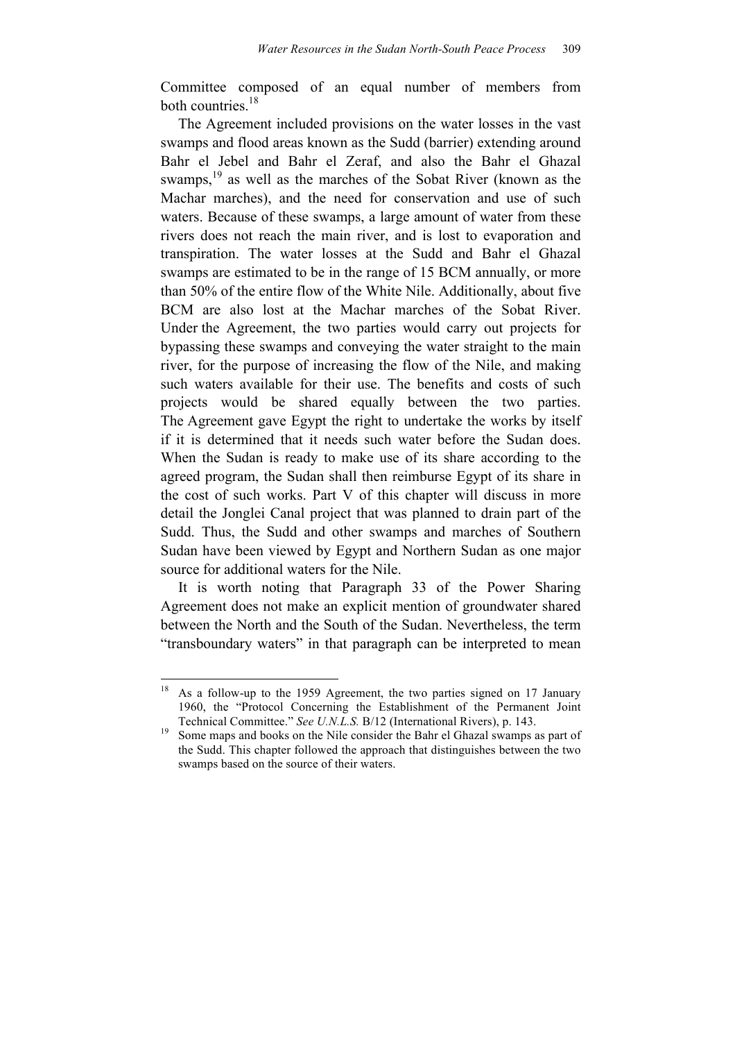Committee composed of an equal number of members from both countries.[18]

The Agreement included provisions on the water losses in the vast swamps and flood areas known as the Sudd (barrier) extending around Bahr el Jebel and Bahr el Zeraf, and also the Bahr el Ghazal swamps,[19] as well as the marches of the Sobat River (known as the Machar marches), and the need for conservation and use of such waters. Because of these swamps, a large amount of water from these rivers does not reach the main river, and is lost to evaporation and transpiration. The water losses at the Sudd and Bahr el Ghazal swamps are estimated to be in the range of 15 BCM annually, or more than 50% of the entire flow of the White Nile. Additionally, about five BCM are also lost at the Machar marches of the Sobat River. Under the Agreement, the two parties would carry out projects for bypassing these swamps and conveying the water straight to the main river, for the purpose of increasing the flow of the Nile, and making such waters available for their use. The benefits and costs of such projects would be shared equally between the two parties. The Agreement gave Egypt the right to undertake the works by itself if it is determined that it needs such water before the Sudan does. When the Sudan is ready to make use of its share according to the agreed program, the Sudan shall then reimburse Egypt of its share in the cost of such works. Part V of this chapter will discuss in more detail the Jonglei Canal project that was planned to drain part of the Sudd. Thus, the Sudd and other swamps and marches of Southern Sudan have been viewed by Egypt and Northern Sudan as one major source for additional waters for the Nile.

It is worth noting that Paragraph 33 of the Power Sharing Agreement does not make an explicit mention of groundwater shared between the North and the South of the Sudan. Nevertheless, the term "transboundary waters" in that paragraph can be interpreted to mean

---

[18] As a follow-up to the 1959 Agreement, the two parties signed on 17 January 1960, the "Protocol Concerning the Establishment of the Permanent Joint Technical Committee." *See U.N.L.S.* B/12 (International Rivers), p. 143.

[19] Some maps and books on the Nile consider the Bahr el Ghazal swamps as part of the Sudd. This chapter followed the approach that distinguishes between the two swamps based on the source of their waters.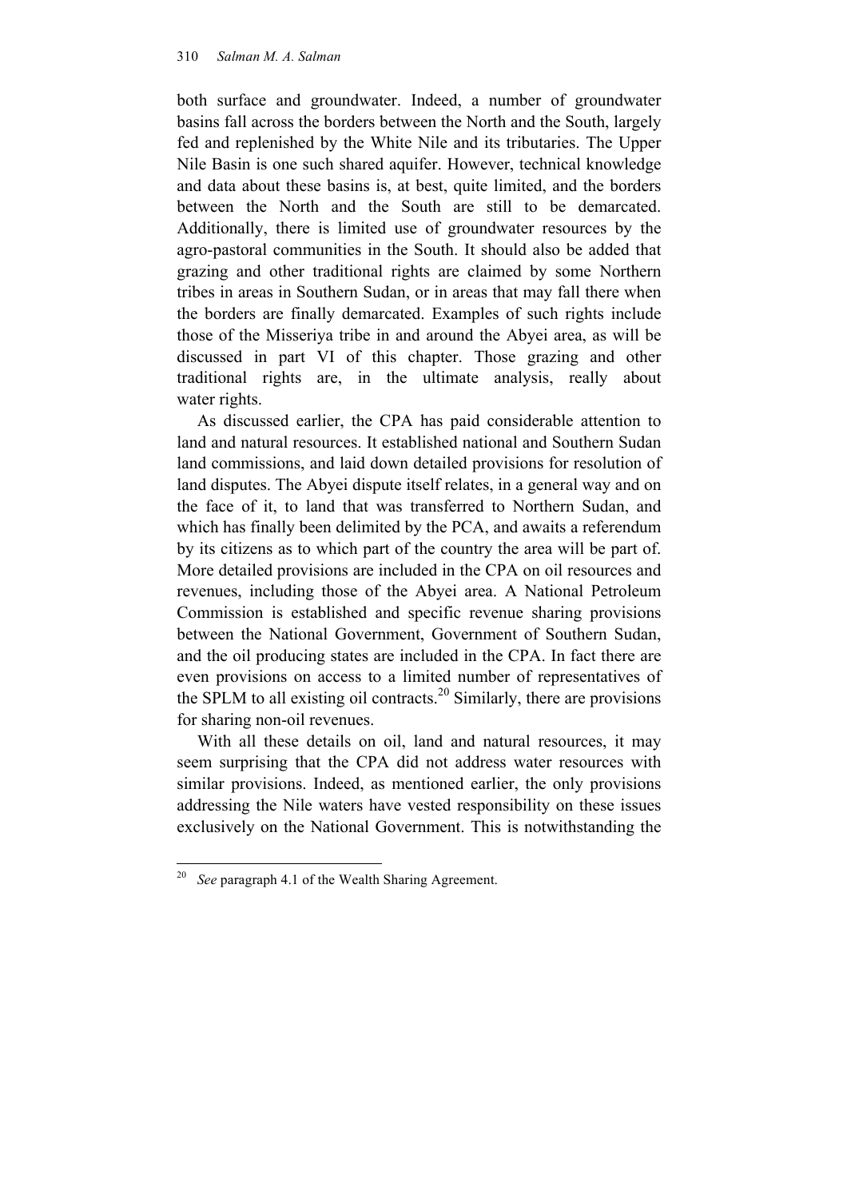both surface and groundwater. Indeed, a number of groundwater basins fall across the borders between the North and the South, largely fed and replenished by the White Nile and its tributaries. The Upper Nile Basin is one such shared aquifer. However, technical knowledge and data about these basins is, at best, quite limited, and the borders between the North and the South are still to be demarcated. Additionally, there is limited use of groundwater resources by the agro-pastoral communities in the South. It should also be added that grazing and other traditional rights are claimed by some Northern tribes in areas in Southern Sudan, or in areas that may fall there when the borders are finally demarcated. Examples of such rights include those of the Misseriya tribe in and around the Abyei area, as will be discussed in part VI of this chapter. Those grazing and other traditional rights are, in the ultimate analysis, really about water rights.

As discussed earlier, the CPA has paid considerable attention to land and natural resources. It established national and Southern Sudan land commissions, and laid down detailed provisions for resolution of land disputes. The Abyei dispute itself relates, in a general way and on the face of it, to land that was transferred to Northern Sudan, and which has finally been delimited by the PCA, and awaits a referendum by its citizens as to which part of the country the area will be part of. More detailed provisions are included in the CPA on oil resources and revenues, including those of the Abyei area. A National Petroleum Commission is established and specific revenue sharing provisions between the National Government, Government of Southern Sudan, and the oil producing states are included in the CPA. In fact there are even provisions on access to a limited number of representatives of the SPLM to all existing oil contracts.[20] Similarly, there are provisions for sharing non-oil revenues.

With all these details on oil, land and natural resources, it may seem surprising that the CPA did not address water resources with similar provisions. Indeed, as mentioned earlier, the only provisions addressing the Nile waters have vested responsibility on these issues exclusively on the National Government. This is notwithstanding the

---

[20] *See* paragraph 4.1 of the Wealth Sharing Agreement.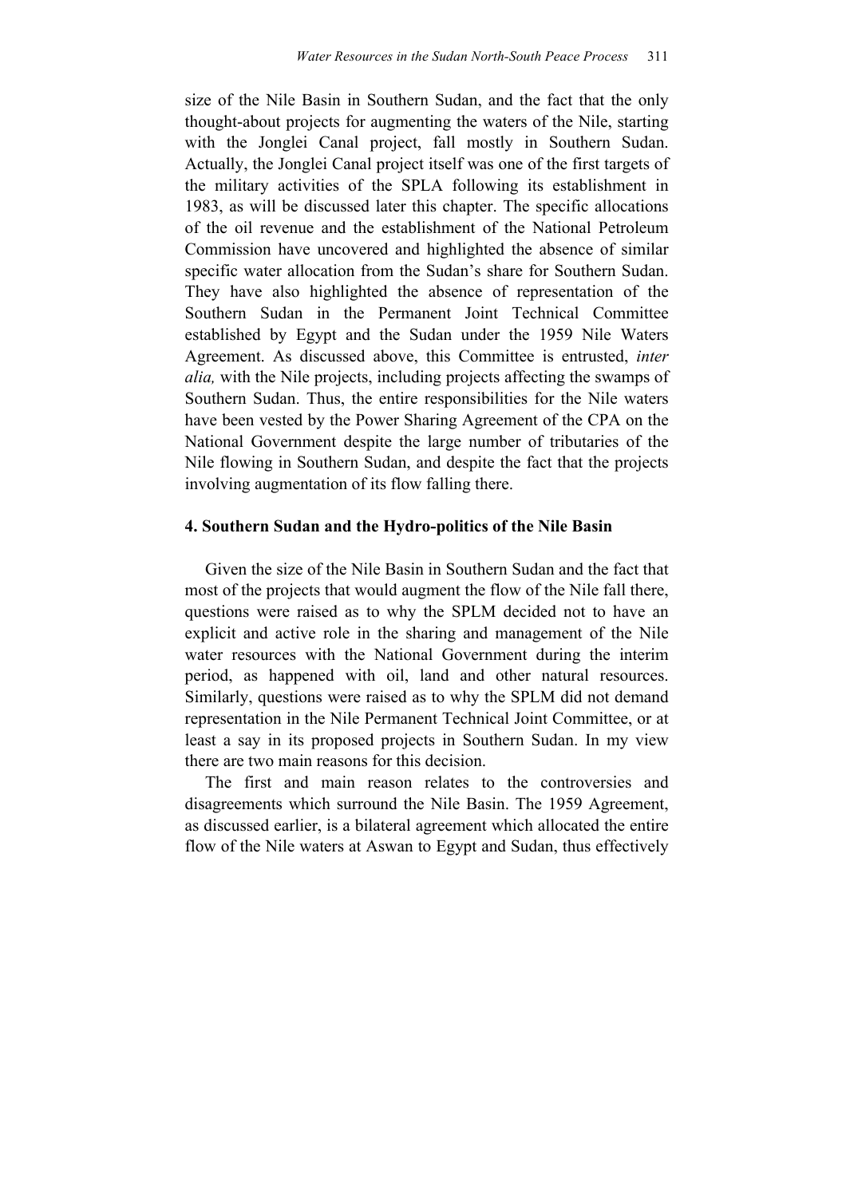size of the Nile Basin in Southern Sudan, and the fact that the only thought-about projects for augmenting the waters of the Nile, starting with the Jonglei Canal project, fall mostly in Southern Sudan. Actually, the Jonglei Canal project itself was one of the first targets of the military activities of the SPLA following its establishment in 1983, as will be discussed later this chapter. The specific allocations of the oil revenue and the establishment of the National Petroleum Commission have uncovered and highlighted the absence of similar specific water allocation from the Sudan's share for Southern Sudan. They have also highlighted the absence of representation of the Southern Sudan in the Permanent Joint Technical Committee established by Egypt and the Sudan under the 1959 Nile Waters Agreement. As discussed above, this Committee is entrusted, *inter alia,* with the Nile projects, including projects affecting the swamps of Southern Sudan. Thus, the entire responsibilities for the Nile waters have been vested by the Power Sharing Agreement of the CPA on the National Government despite the large number of tributaries of the Nile flowing in Southern Sudan, and despite the fact that the projects involving augmentation of its flow falling there.

## 4. Southern Sudan and the Hydro-politics of the Nile Basin

Given the size of the Nile Basin in Southern Sudan and the fact that most of the projects that would augment the flow of the Nile fall there, questions were raised as to why the SPLM decided not to have an explicit and active role in the sharing and management of the Nile water resources with the National Government during the interim period, as happened with oil, land and other natural resources. Similarly, questions were raised as to why the SPLM did not demand representation in the Nile Permanent Technical Joint Committee, or at least a say in its proposed projects in Southern Sudan. In my view there are two main reasons for this decision.

The first and main reason relates to the controversies and disagreements which surround the Nile Basin. The 1959 Agreement, as discussed earlier, is a bilateral agreement which allocated the entire flow of the Nile waters at Aswan to Egypt and Sudan, thus effectively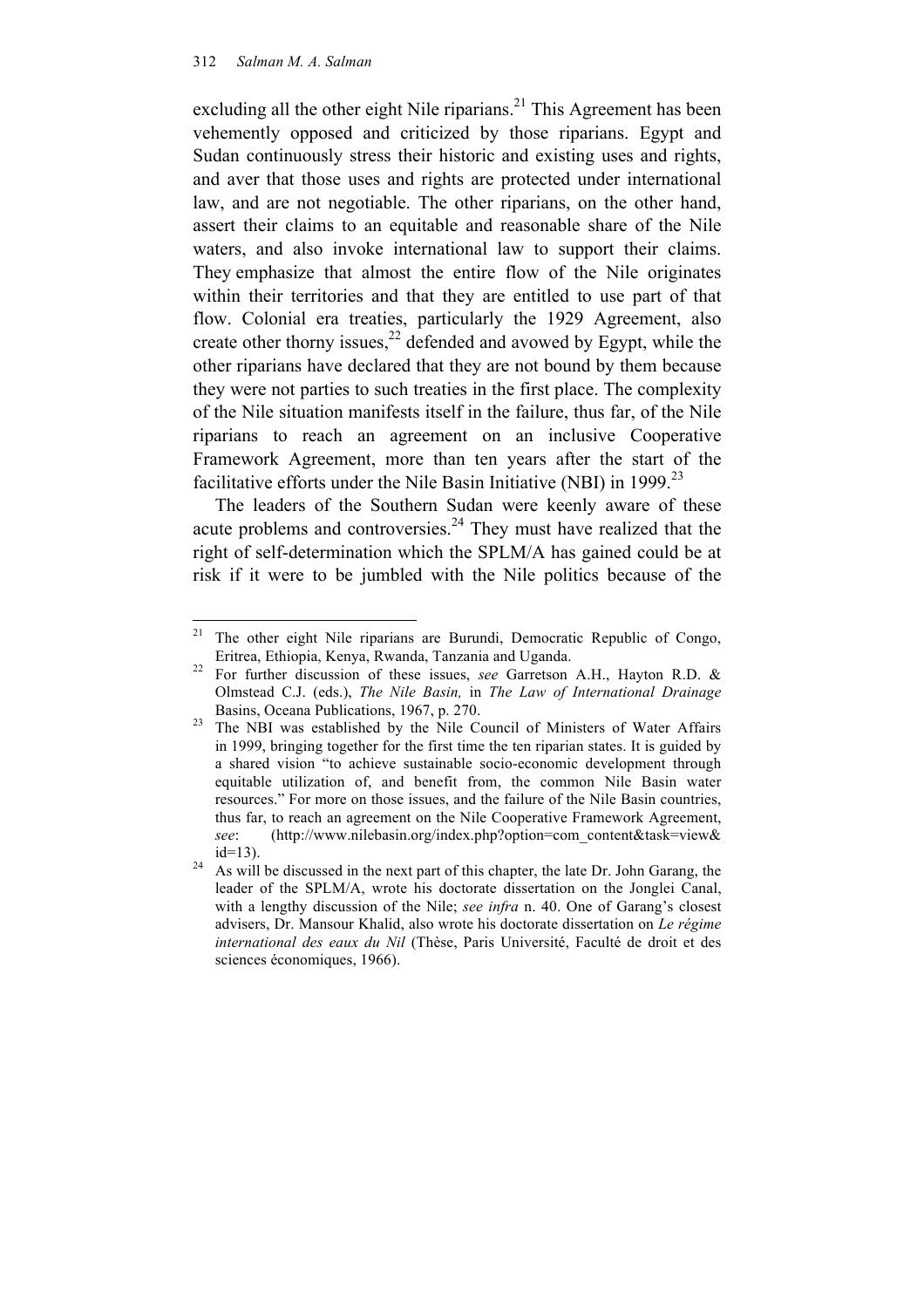excluding all the other eight Nile riparians.[21] This Agreement has been vehemently opposed and criticized by those riparians. Egypt and Sudan continuously stress their historic and existing uses and rights, and aver that those uses and rights are protected under international law, and are not negotiable. The other riparians, on the other hand, assert their claims to an equitable and reasonable share of the Nile waters, and also invoke international law to support their claims. They emphasize that almost the entire flow of the Nile originates within their territories and that they are entitled to use part of that flow. Colonial era treaties, particularly the 1929 Agreement, also create other thorny issues,[22] defended and avowed by Egypt, while the other riparians have declared that they are not bound by them because they were not parties to such treaties in the first place. The complexity of the Nile situation manifests itself in the failure, thus far, of the Nile riparians to reach an agreement on an inclusive Cooperative Framework Agreement, more than ten years after the start of the facilitative efforts under the Nile Basin Initiative (NBI) in 1999.[23]

The leaders of the Southern Sudan were keenly aware of these acute problems and controversies.[24] They must have realized that the right of self-determination which the SPLM/A has gained could be at risk if it were to be jumbled with the Nile politics because of the

---

[21] The other eight Nile riparians are Burundi, Democratic Republic of Congo, Eritrea, Ethiopia, Kenya, Rwanda, Tanzania and Uganda.

[22] For further discussion of these issues, *see* Garretson A.H., Hayton R.D. & Olmstead C.J. (eds.), *The Nile Basin,* in *The Law of International Drainage* Basins, Oceana Publications, 1967, p. 270.

[23] The NBI was established by the Nile Council of Ministers of Water Affairs in 1999, bringing together for the first time the ten riparian states. It is guided by a shared vision "to achieve sustainable socio-economic development through equitable utilization of, and benefit from, the common Nile Basin water resources." For more on those issues, and the failure of the Nile Basin countries, thus far, to reach an agreement on the Nile Cooperative Framework Agreement, *see*: (http://www.nilebasin.org/index.php?option=com_content&task=view&id=13).

[24] As will be discussed in the next part of this chapter, the late Dr. John Garang, the leader of the SPLM/A, wrote his doctorate dissertation on the Jonglei Canal, with a lengthy discussion of the Nile; *see infra* n. 40. One of Garang's closest advisers, Dr. Mansour Khalid, also wrote his doctorate dissertation on *Le régime international des eaux du Nil* (Thèse, Paris Université, Faculté de droit et des sciences économiques, 1966).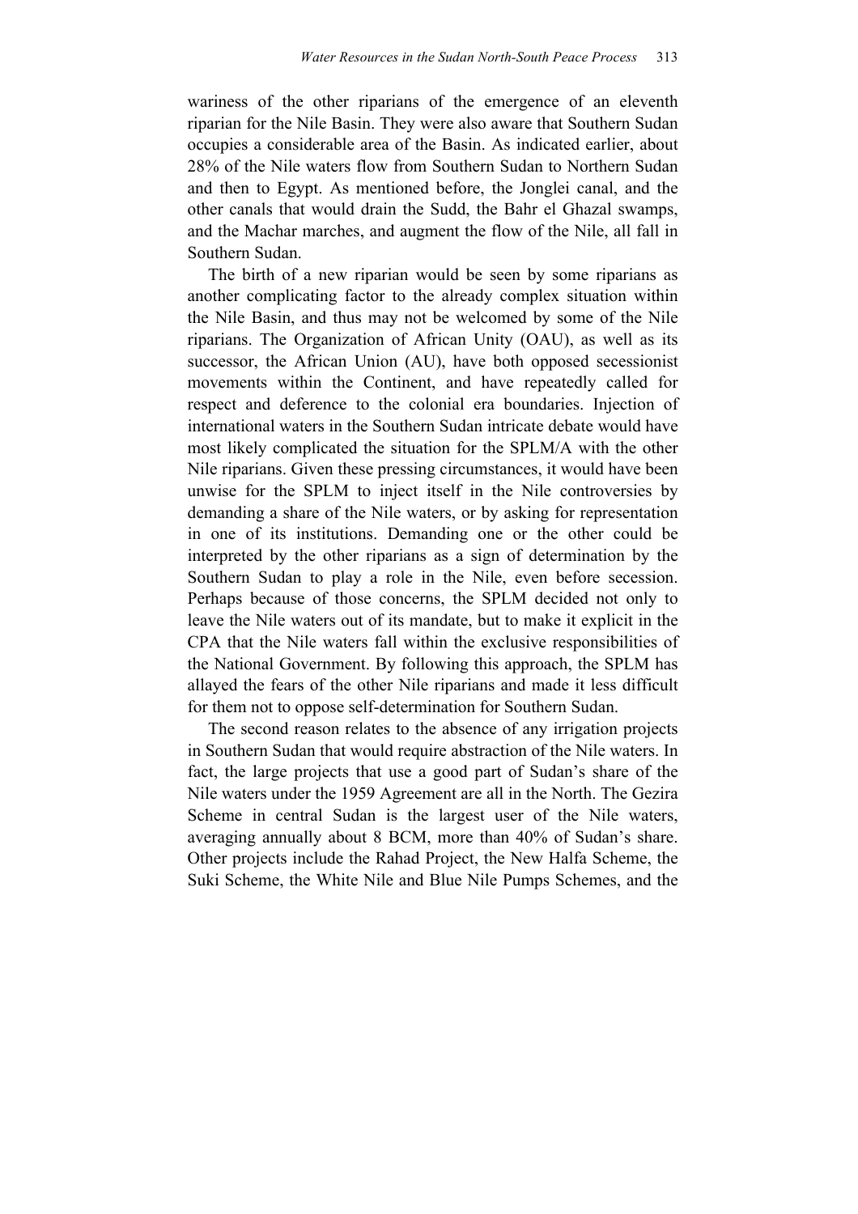wariness of the other riparians of the emergence of an eleventh riparian for the Nile Basin. They were also aware that Southern Sudan occupies a considerable area of the Basin. As indicated earlier, about 28% of the Nile waters flow from Southern Sudan to Northern Sudan and then to Egypt. As mentioned before, the Jonglei canal, and the other canals that would drain the Sudd, the Bahr el Ghazal swamps, and the Machar marches, and augment the flow of the Nile, all fall in Southern Sudan.

The birth of a new riparian would be seen by some riparians as another complicating factor to the already complex situation within the Nile Basin, and thus may not be welcomed by some of the Nile riparians. The Organization of African Unity (OAU), as well as its successor, the African Union (AU), have both opposed secessionist movements within the Continent, and have repeatedly called for respect and deference to the colonial era boundaries. Injection of international waters in the Southern Sudan intricate debate would have most likely complicated the situation for the SPLM/A with the other Nile riparians. Given these pressing circumstances, it would have been unwise for the SPLM to inject itself in the Nile controversies by demanding a share of the Nile waters, or by asking for representation in one of its institutions. Demanding one or the other could be interpreted by the other riparians as a sign of determination by the Southern Sudan to play a role in the Nile, even before secession. Perhaps because of those concerns, the SPLM decided not only to leave the Nile waters out of its mandate, but to make it explicit in the CPA that the Nile waters fall within the exclusive responsibilities of the National Government. By following this approach, the SPLM has allayed the fears of the other Nile riparians and made it less difficult for them not to oppose self-determination for Southern Sudan.

The second reason relates to the absence of any irrigation projects in Southern Sudan that would require abstraction of the Nile waters. In fact, the large projects that use a good part of Sudan's share of the Nile waters under the 1959 Agreement are all in the North. The Gezira Scheme in central Sudan is the largest user of the Nile waters, averaging annually about 8 BCM, more than 40% of Sudan's share. Other projects include the Rahad Project, the New Halfa Scheme, the Suki Scheme, the White Nile and Blue Nile Pumps Schemes, and the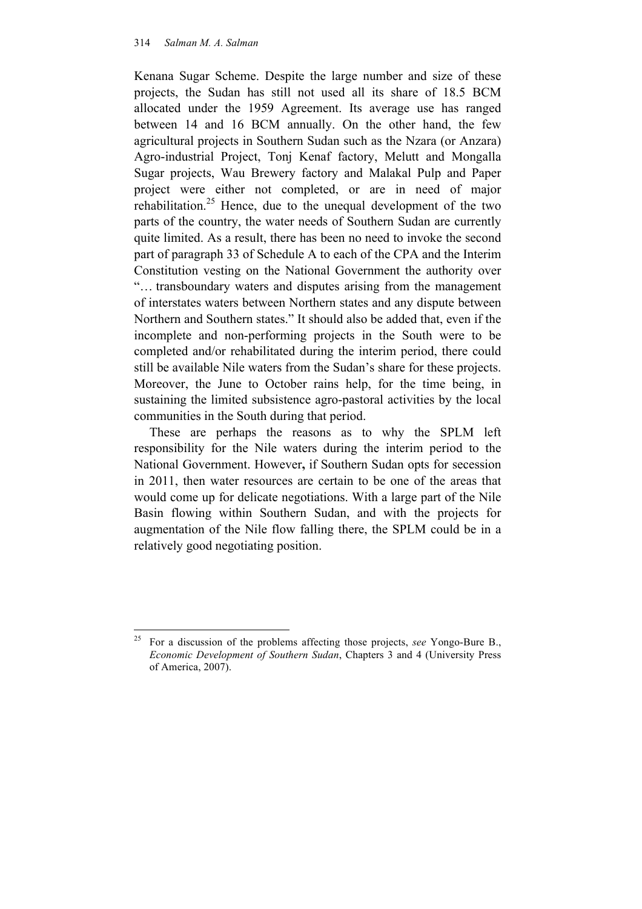Kenana Sugar Scheme. Despite the large number and size of these projects, the Sudan has still not used all its share of 18.5 BCM allocated under the 1959 Agreement. Its average use has ranged between 14 and 16 BCM annually. On the other hand, the few agricultural projects in Southern Sudan such as the Nzara (or Anzara) Agro-industrial Project, Tonj Kenaf factory, Melutt and Mongalla Sugar projects, Wau Brewery factory and Malakal Pulp and Paper project were either not completed, or are in need of major rehabilitation.[25] Hence, due to the unequal development of the two parts of the country, the water needs of Southern Sudan are currently quite limited. As a result, there has been no need to invoke the second part of paragraph 33 of Schedule A to each of the CPA and the Interim Constitution vesting on the National Government the authority over "… transboundary waters and disputes arising from the management of interstates waters between Northern states and any dispute between Northern and Southern states." It should also be added that, even if the incomplete and non-performing projects in the South were to be completed and/or rehabilitated during the interim period, there could still be available Nile waters from the Sudan's share for these projects. Moreover, the June to October rains help, for the time being, in sustaining the limited subsistence agro-pastoral activities by the local communities in the South during that period.

These are perhaps the reasons as to why the SPLM left responsibility for the Nile waters during the interim period to the National Government. However**,** if Southern Sudan opts for secession in 2011, then water resources are certain to be one of the areas that would come up for delicate negotiations. With a large part of the Nile Basin flowing within Southern Sudan, and with the projects for augmentation of the Nile flow falling there, the SPLM could be in a relatively good negotiating position.

---

[25] For a discussion of the problems affecting those projects, *see* Yongo-Bure B., *Economic Development of Southern Sudan*, Chapters 3 and 4 (University Press of America, 2007).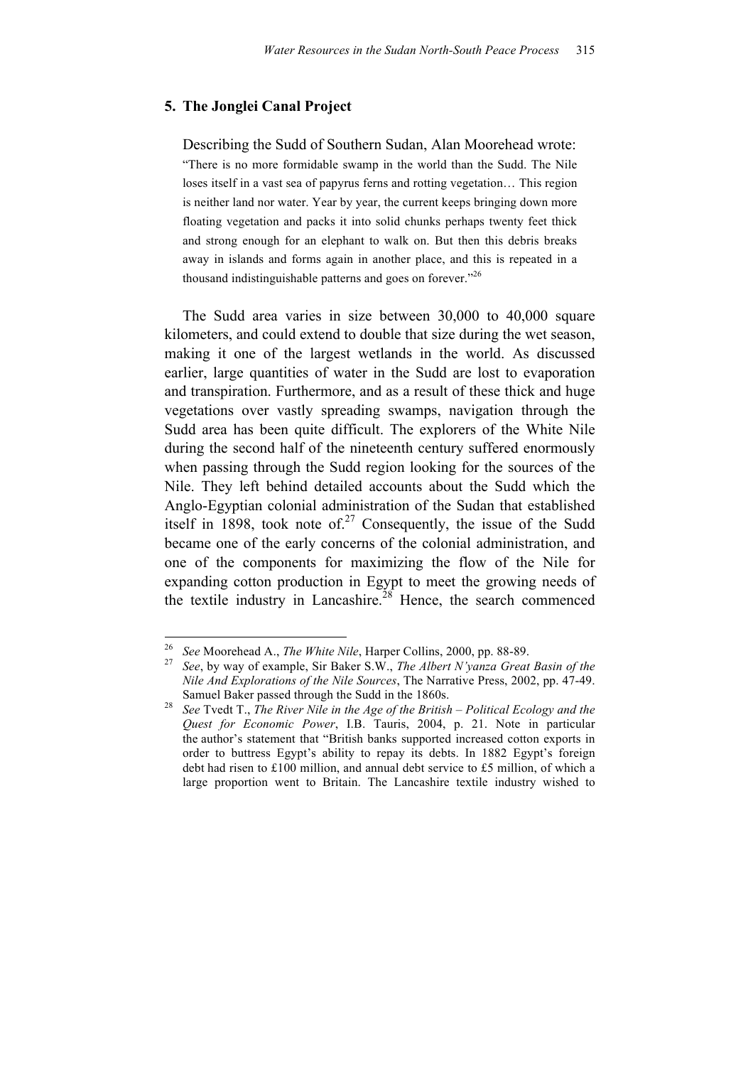## 5. The Jonglei Canal Project

Describing the Sudd of Southern Sudan, Alan Moorehead wrote:

> "There is no more formidable swamp in the world than the Sudd. The Nile loses itself in a vast sea of papyrus ferns and rotting vegetation… This region is neither land nor water. Year by year, the current keeps bringing down more floating vegetation and packs it into solid chunks perhaps twenty feet thick and strong enough for an elephant to walk on. But then this debris breaks away in islands and forms again in another place, and this is repeated in a thousand indistinguishable patterns and goes on forever."[26]

The Sudd area varies in size between 30,000 to 40,000 square kilometers, and could extend to double that size during the wet season, making it one of the largest wetlands in the world. As discussed earlier, large quantities of water in the Sudd are lost to evaporation and transpiration. Furthermore, and as a result of these thick and huge vegetations over vastly spreading swamps, navigation through the Sudd area has been quite difficult. The explorers of the White Nile during the second half of the nineteenth century suffered enormously when passing through the Sudd region looking for the sources of the Nile. They left behind detailed accounts about the Sudd which the Anglo-Egyptian colonial administration of the Sudan that established itself in 1898, took note of.[27] Consequently, the issue of the Sudd became one of the early concerns of the colonial administration, and one of the components for maximizing the flow of the Nile for expanding cotton production in Egypt to meet the growing needs of the textile industry in Lancashire.[28] Hence, the search commenced

---

[26] *See* Moorehead A., *The White Nile*, Harper Collins, 2000, pp. 88-89.

[27] *See*, by way of example, Sir Baker S.W., *The Albert N'yanza Great Basin of the Nile And Explorations of the Nile Sources*, The Narrative Press, 2002, pp. 47-49. Samuel Baker passed through the Sudd in the 1860s.

[28] *See* Tvedt T., *The River Nile in the Age of the British – Political Ecology and the Quest for Economic Power*, I.B. Tauris, 2004, p. 21. Note in particular the author's statement that "British banks supported increased cotton exports in order to buttress Egypt's ability to repay its debts. In 1882 Egypt's foreign debt had risen to £100 million, and annual debt service to £5 million, of which a large proportion went to Britain. The Lancashire textile industry wished to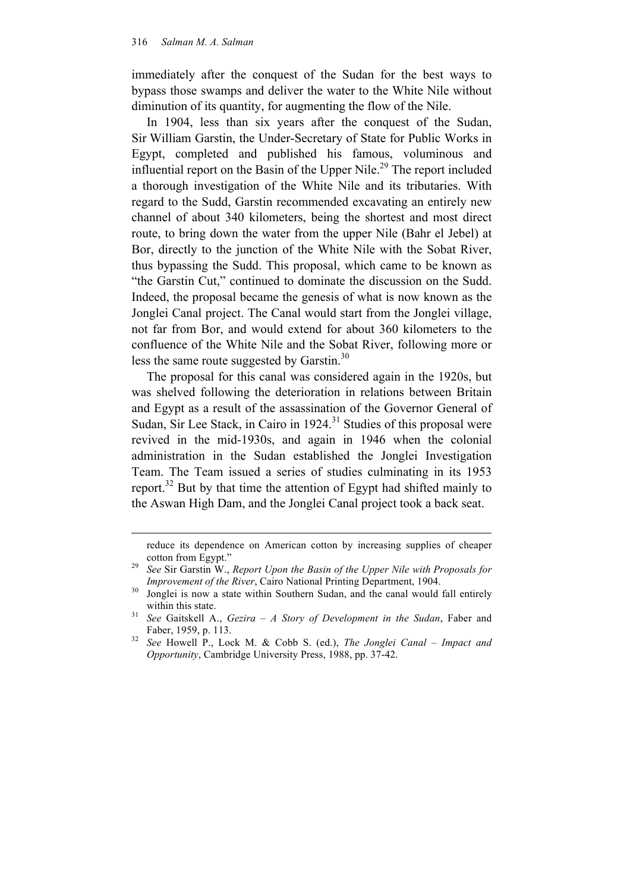immediately after the conquest of the Sudan for the best ways to bypass those swamps and deliver the water to the White Nile without diminution of its quantity, for augmenting the flow of the Nile.

In 1904, less than six years after the conquest of the Sudan, Sir William Garstin, the Under-Secretary of State for Public Works in Egypt, completed and published his famous, voluminous and influential report on the Basin of the Upper Nile.[29] The report included a thorough investigation of the White Nile and its tributaries. With regard to the Sudd, Garstin recommended excavating an entirely new channel of about 340 kilometers, being the shortest and most direct route, to bring down the water from the upper Nile (Bahr el Jebel) at Bor, directly to the junction of the White Nile with the Sobat River, thus bypassing the Sudd. This proposal, which came to be known as "the Garstin Cut," continued to dominate the discussion on the Sudd. Indeed, the proposal became the genesis of what is now known as the Jonglei Canal project. The Canal would start from the Jonglei village, not far from Bor, and would extend for about 360 kilometers to the confluence of the White Nile and the Sobat River, following more or less the same route suggested by Garstin.[30]

The proposal for this canal was considered again in the 1920s, but was shelved following the deterioration in relations between Britain and Egypt as a result of the assassination of the Governor General of Sudan, Sir Lee Stack, in Cairo in 1924.[31] Studies of this proposal were revived in the mid-1930s, and again in 1946 when the colonial administration in the Sudan established the Jonglei Investigation Team. The Team issued a series of studies culminating in its 1953 report.[32] But by that time the attention of Egypt had shifted mainly to the Aswan High Dam, and the Jonglei Canal project took a back seat.

---

reduce its dependence on American cotton by increasing supplies of cheaper cotton from Egypt."

[29] *See* Sir Garstin W., *Report Upon the Basin of the Upper Nile with Proposals for Improvement of the River*, Cairo National Printing Department, 1904.

[30] Jonglei is now a state within Southern Sudan, and the canal would fall entirely within this state.

[31] *See* Gaitskell A., *Gezira – A Story of Development in the Sudan*, Faber and Faber, 1959, p. 113.

[32] *See* Howell P., Lock M. & Cobb S. (ed.), *The Jonglei Canal – Impact and Opportunity*, Cambridge University Press, 1988, pp. 37-42.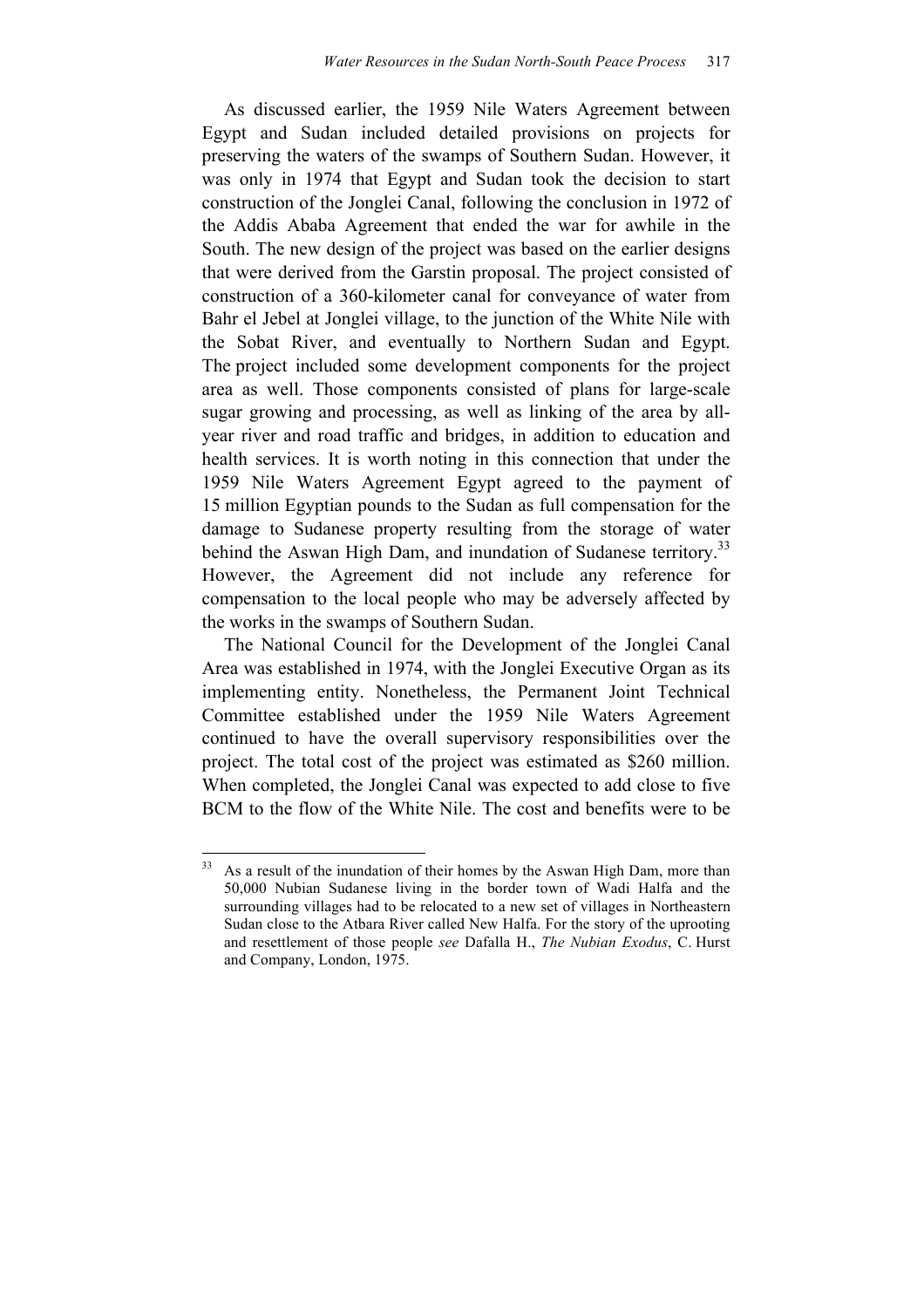As discussed earlier, the 1959 Nile Waters Agreement between Egypt and Sudan included detailed provisions on projects for preserving the waters of the swamps of Southern Sudan. However, it was only in 1974 that Egypt and Sudan took the decision to start construction of the Jonglei Canal, following the conclusion in 1972 of the Addis Ababa Agreement that ended the war for awhile in the South. The new design of the project was based on the earlier designs that were derived from the Garstin proposal. The project consisted of construction of a 360-kilometer canal for conveyance of water from Bahr el Jebel at Jonglei village, to the junction of the White Nile with the Sobat River, and eventually to Northern Sudan and Egypt. The project included some development components for the project area as well. Those components consisted of plans for large-scale sugar growing and processing, as well as linking of the area by all-year river and road traffic and bridges, in addition to education and health services. It is worth noting in this connection that under the 1959 Nile Waters Agreement Egypt agreed to the payment of 15 million Egyptian pounds to the Sudan as full compensation for the damage to Sudanese property resulting from the storage of water behind the Aswan High Dam, and inundation of Sudanese territory.[33] However, the Agreement did not include any reference for compensation to the local people who may be adversely affected by the works in the swamps of Southern Sudan.

The National Council for the Development of the Jonglei Canal Area was established in 1974, with the Jonglei Executive Organ as its implementing entity. Nonetheless, the Permanent Joint Technical Committee established under the 1959 Nile Waters Agreement continued to have the overall supervisory responsibilities over the project. The total cost of the project was estimated as $260 million. When completed, the Jonglei Canal was expected to add close to five BCM to the flow of the White Nile. The cost and benefits were to be

---

[33] As a result of the inundation of their homes by the Aswan High Dam, more than 50,000 Nubian Sudanese living in the border town of Wadi Halfa and the surrounding villages had to be relocated to a new set of villages in Northeastern Sudan close to the Atbara River called New Halfa. For the story of the uprooting and resettlement of those people *see* Dafalla H., *The Nubian Exodus*, C. Hurst and Company, London, 1975.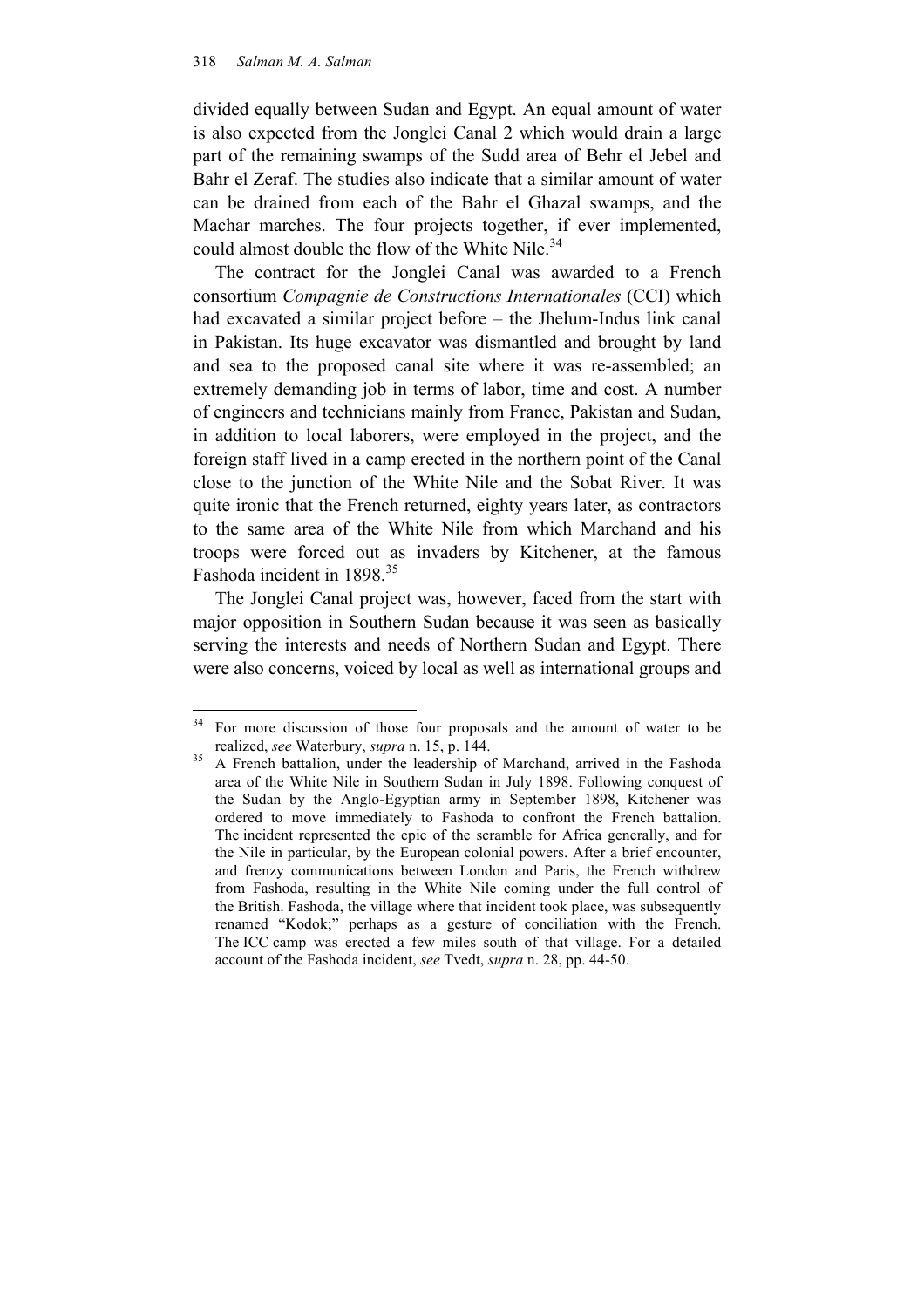divided equally between Sudan and Egypt. An equal amount of water is also expected from the Jonglei Canal 2 which would drain a large part of the remaining swamps of the Sudd area of Behr el Jebel and Bahr el Zeraf. The studies also indicate that a similar amount of water can be drained from each of the Bahr el Ghazal swamps, and the Machar marches. The four projects together, if ever implemented, could almost double the flow of the White Nile.[34]

The contract for the Jonglei Canal was awarded to a French consortium *Compagnie de Constructions Internationales* (CCI) which had excavated a similar project before – the Jhelum-Indus link canal in Pakistan. Its huge excavator was dismantled and brought by land and sea to the proposed canal site where it was re-assembled; an extremely demanding job in terms of labor, time and cost. A number of engineers and technicians mainly from France, Pakistan and Sudan, in addition to local laborers, were employed in the project, and the foreign staff lived in a camp erected in the northern point of the Canal close to the junction of the White Nile and the Sobat River. It was quite ironic that the French returned, eighty years later, as contractors to the same area of the White Nile from which Marchand and his troops were forced out as invaders by Kitchener, at the famous Fashoda incident in 1898.[35]

The Jonglei Canal project was, however, faced from the start with major opposition in Southern Sudan because it was seen as basically serving the interests and needs of Northern Sudan and Egypt. There were also concerns, voiced by local as well as international groups and

---

[34] For more discussion of those four proposals and the amount of water to be realized, *see* Waterbury, *supra* n. 15, p. 144.

[35] A French battalion, under the leadership of Marchand, arrived in the Fashoda area of the White Nile in Southern Sudan in July 1898. Following conquest of the Sudan by the Anglo-Egyptian army in September 1898, Kitchener was ordered to move immediately to Fashoda to confront the French battalion. The incident represented the epic of the scramble for Africa generally, and for the Nile in particular, by the European colonial powers. After a brief encounter, and frenzy communications between London and Paris, the French withdrew from Fashoda, resulting in the White Nile coming under the full control of the British. Fashoda, the village where that incident took place, was subsequently renamed "Kodok;" perhaps as a gesture of conciliation with the French. The ICC camp was erected a few miles south of that village. For a detailed account of the Fashoda incident, *see* Tvedt, *supra* n. 28, pp. 44-50.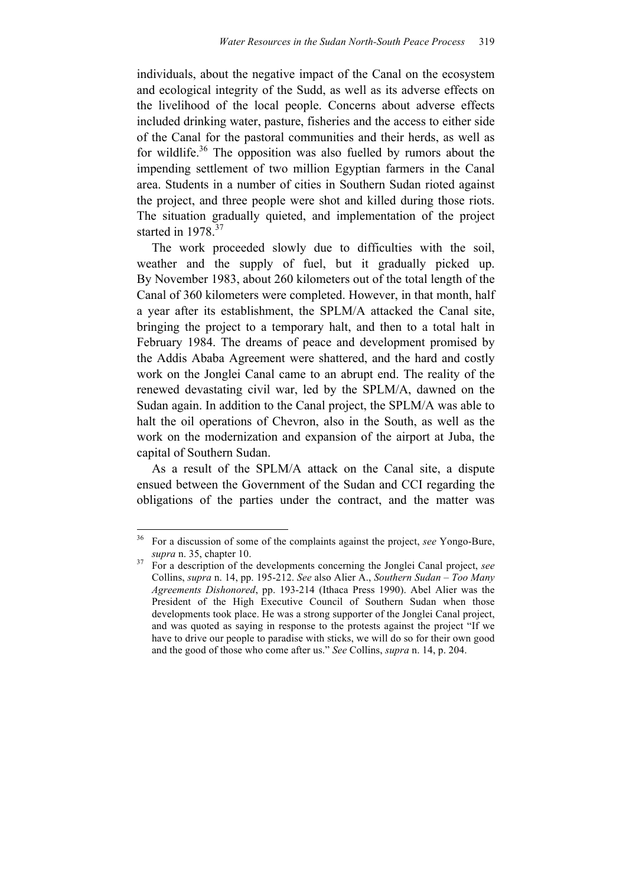individuals, about the negative impact of the Canal on the ecosystem and ecological integrity of the Sudd, as well as its adverse effects on the livelihood of the local people. Concerns about adverse effects included drinking water, pasture, fisheries and the access to either side of the Canal for the pastoral communities and their herds, as well as for wildlife.[36] The opposition was also fuelled by rumors about the impending settlement of two million Egyptian farmers in the Canal area. Students in a number of cities in Southern Sudan rioted against the project, and three people were shot and killed during those riots. The situation gradually quieted, and implementation of the project started in 1978.[37]

The work proceeded slowly due to difficulties with the soil, weather and the supply of fuel, but it gradually picked up. By November 1983, about 260 kilometers out of the total length of the Canal of 360 kilometers were completed. However, in that month, half a year after its establishment, the SPLM/A attacked the Canal site, bringing the project to a temporary halt, and then to a total halt in February 1984. The dreams of peace and development promised by the Addis Ababa Agreement were shattered, and the hard and costly work on the Jonglei Canal came to an abrupt end. The reality of the renewed devastating civil war, led by the SPLM/A, dawned on the Sudan again. In addition to the Canal project, the SPLM/A was able to halt the oil operations of Chevron, also in the South, as well as the work on the modernization and expansion of the airport at Juba, the capital of Southern Sudan.

As a result of the SPLM/A attack on the Canal site, a dispute ensued between the Government of the Sudan and CCI regarding the obligations of the parties under the contract, and the matter was

---

[36] For a discussion of some of the complaints against the project, *see* Yongo-Bure, *supra* n. 35, chapter 10.

[37] For a description of the developments concerning the Jonglei Canal project, *see* Collins, *supra* n. 14, pp. 195-212. *See* also Alier A., *Southern Sudan – Too Many Agreements Dishonored*, pp. 193-214 (Ithaca Press 1990). Abel Alier was the President of the High Executive Council of Southern Sudan when those developments took place. He was a strong supporter of the Jonglei Canal project, and was quoted as saying in response to the protests against the project "If we have to drive our people to paradise with sticks, we will do so for their own good and the good of those who come after us." *See* Collins, *supra* n. 14, p. 204.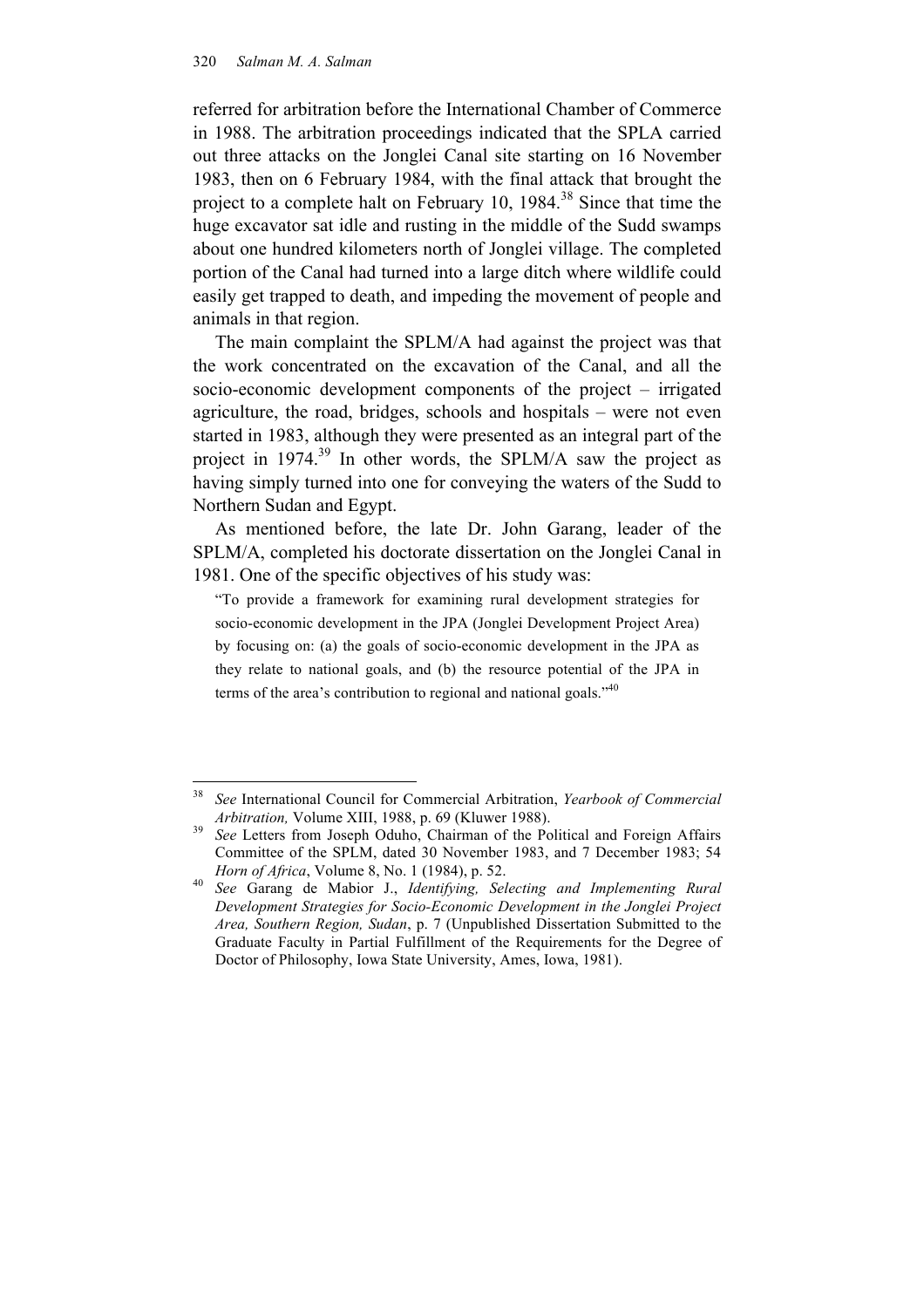referred for arbitration before the International Chamber of Commerce in 1988. The arbitration proceedings indicated that the SPLA carried out three attacks on the Jonglei Canal site starting on 16 November 1983, then on 6 February 1984, with the final attack that brought the project to a complete halt on February 10, 1984.[38] Since that time the huge excavator sat idle and rusting in the middle of the Sudd swamps about one hundred kilometers north of Jonglei village. The completed portion of the Canal had turned into a large ditch where wildlife could easily get trapped to death, and impeding the movement of people and animals in that region.

The main complaint the SPLM/A had against the project was that the work concentrated on the excavation of the Canal, and all the socio-economic development components of the project – irrigated agriculture, the road, bridges, schools and hospitals – were not even started in 1983, although they were presented as an integral part of the project in 1974.[39] In other words, the SPLM/A saw the project as having simply turned into one for conveying the waters of the Sudd to Northern Sudan and Egypt.

As mentioned before, the late Dr. John Garang, leader of the SPLM/A, completed his doctorate dissertation on the Jonglei Canal in 1981. One of the specific objectives of his study was:

> "To provide a framework for examining rural development strategies for socio-economic development in the JPA (Jonglei Development Project Area) by focusing on: (a) the goals of socio-economic development in the JPA as they relate to national goals, and (b) the resource potential of the JPA in terms of the area's contribution to regional and national goals."[40]

---

[38] *See* International Council for Commercial Arbitration, *Yearbook of Commercial Arbitration,* Volume XIII, 1988, p. 69 (Kluwer 1988).

[39] *See* Letters from Joseph Oduho, Chairman of the Political and Foreign Affairs Committee of the SPLM, dated 30 November 1983, and 7 December 1983; 54 *Horn of Africa*, Volume 8, No. 1 (1984), p. 52.

[40] *See* Garang de Mabior J., *Identifying, Selecting and Implementing Rural Development Strategies for Socio-Economic Development in the Jonglei Project Area, Southern Region, Sudan*, p. 7 (Unpublished Dissertation Submitted to the Graduate Faculty in Partial Fulfillment of the Requirements for the Degree of Doctor of Philosophy, Iowa State University, Ames, Iowa, 1981).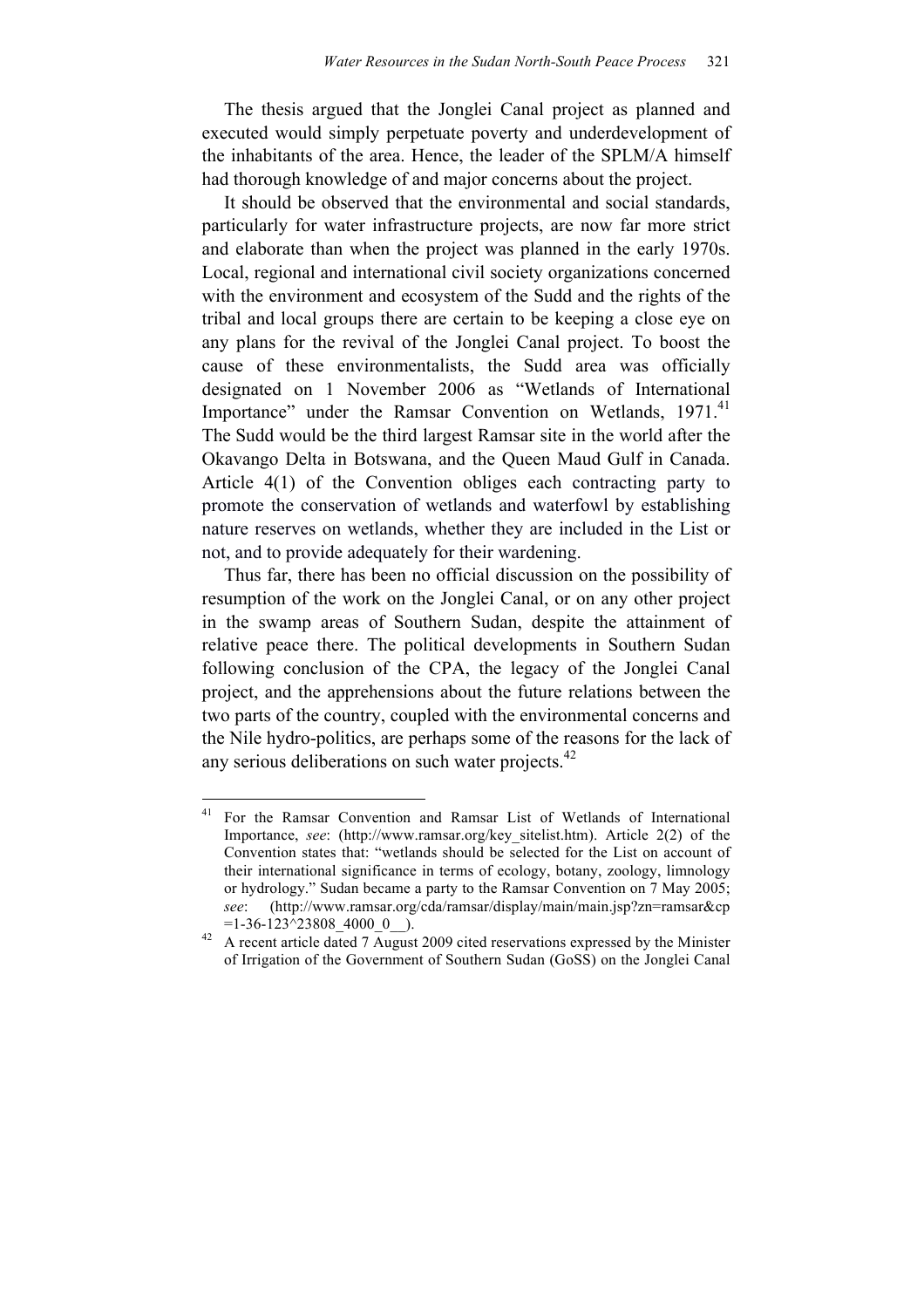The thesis argued that the Jonglei Canal project as planned and executed would simply perpetuate poverty and underdevelopment of the inhabitants of the area. Hence, the leader of the SPLM/A himself had thorough knowledge of and major concerns about the project.

It should be observed that the environmental and social standards, particularly for water infrastructure projects, are now far more strict and elaborate than when the project was planned in the early 1970s. Local, regional and international civil society organizations concerned with the environment and ecosystem of the Sudd and the rights of the tribal and local groups there are certain to be keeping a close eye on any plans for the revival of the Jonglei Canal project. To boost the cause of these environmentalists, the Sudd area was officially designated on 1 November 2006 as "Wetlands of International Importance" under the Ramsar Convention on Wetlands, 1971.[41] The Sudd would be the third largest Ramsar site in the world after the Okavango Delta in Botswana, and the Queen Maud Gulf in Canada. Article 4(1) of the Convention obliges each contracting party to promote the conservation of wetlands and waterfowl by establishing nature reserves on wetlands, whether they are included in the List or not, and to provide adequately for their wardening.

Thus far, there has been no official discussion on the possibility of resumption of the work on the Jonglei Canal, or on any other project in the swamp areas of Southern Sudan, despite the attainment of relative peace there. The political developments in Southern Sudan following conclusion of the CPA, the legacy of the Jonglei Canal project, and the apprehensions about the future relations between the two parts of the country, coupled with the environmental concerns and the Nile hydro-politics, are perhaps some of the reasons for the lack of any serious deliberations on such water projects.[42]

---

[41] For the Ramsar Convention and Ramsar List of Wetlands of International Importance, *see*: (http://www.ramsar.org/key_sitelist.htm). Article 2(2) of the Convention states that: "wetlands should be selected for the List on account of their international significance in terms of ecology, botany, zoology, limnology or hydrology." Sudan became a party to the Ramsar Convention on 7 May 2005; *see*: (http://www.ramsar.org/cda/ramsar/display/main/main.jsp?zn=ramsar&cp=1-36-123^23808_4000_0__).

[42] A recent article dated 7 August 2009 cited reservations expressed by the Minister of Irrigation of the Government of Southern Sudan (GoSS) on the Jonglei Canal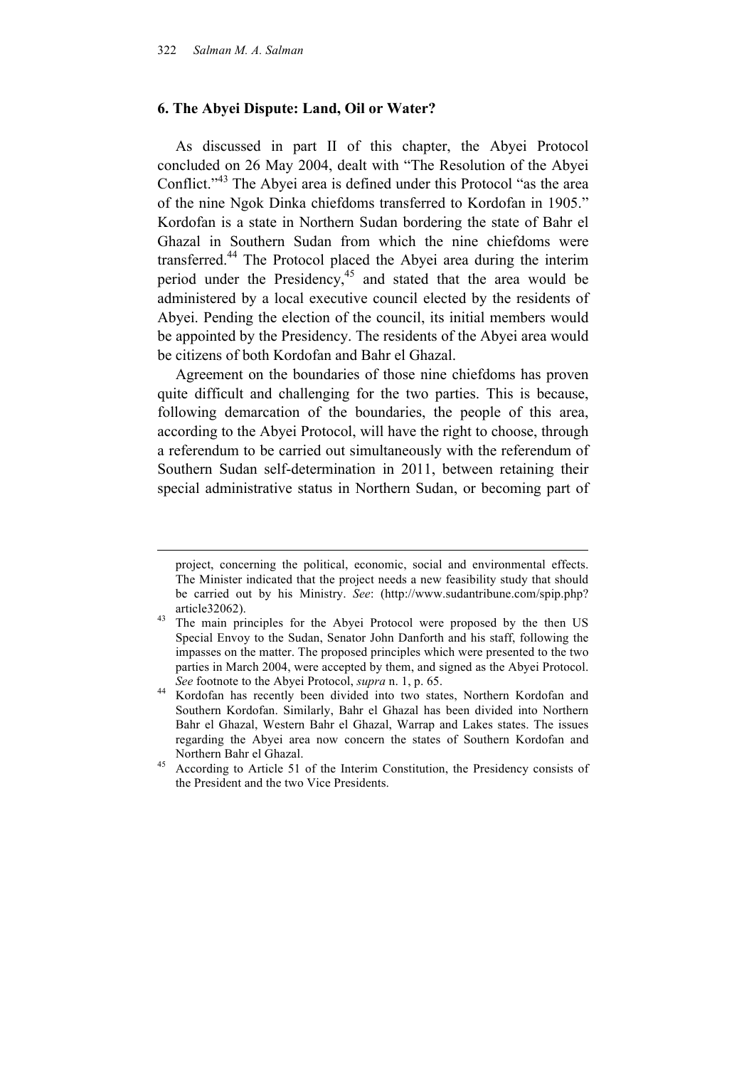## 6. The Abyei Dispute: Land, Oil or Water?

As discussed in part II of this chapter, the Abyei Protocol concluded on 26 May 2004, dealt with "The Resolution of the Abyei Conflict."[43] The Abyei area is defined under this Protocol "as the area of the nine Ngok Dinka chiefdoms transferred to Kordofan in 1905." Kordofan is a state in Northern Sudan bordering the state of Bahr el Ghazal in Southern Sudan from which the nine chiefdoms were transferred.[44] The Protocol placed the Abyei area during the interim period under the Presidency,[45] and stated that the area would be administered by a local executive council elected by the residents of Abyei. Pending the election of the council, its initial members would be appointed by the Presidency. The residents of the Abyei area would be citizens of both Kordofan and Bahr el Ghazal.

Agreement on the boundaries of those nine chiefdoms has proven quite difficult and challenging for the two parties. This is because, following demarcation of the boundaries, the people of this area, according to the Abyei Protocol, will have the right to choose, through a referendum to be carried out simultaneously with the referendum of Southern Sudan self-determination in 2011, between retaining their special administrative status in Northern Sudan, or becoming part of

---

project, concerning the political, economic, social and environmental effects. The Minister indicated that the project needs a new feasibility study that should be carried out by his Ministry. *See*: (http://www.sudantribune.com/spip.php?article32062).

[43] The main principles for the Abyei Protocol were proposed by the then US Special Envoy to the Sudan, Senator John Danforth and his staff, following the impasses on the matter. The proposed principles which were presented to the two parties in March 2004, were accepted by them, and signed as the Abyei Protocol. *See* footnote to the Abyei Protocol, *supra* n. 1, p. 65.

[44] Kordofan has recently been divided into two states, Northern Kordofan and Southern Kordofan. Similarly, Bahr el Ghazal has been divided into Northern Bahr el Ghazal, Western Bahr el Ghazal, Warrap and Lakes states. The issues regarding the Abyei area now concern the states of Southern Kordofan and Northern Bahr el Ghazal.

[45] According to Article 51 of the Interim Constitution, the Presidency consists of the President and the two Vice Presidents.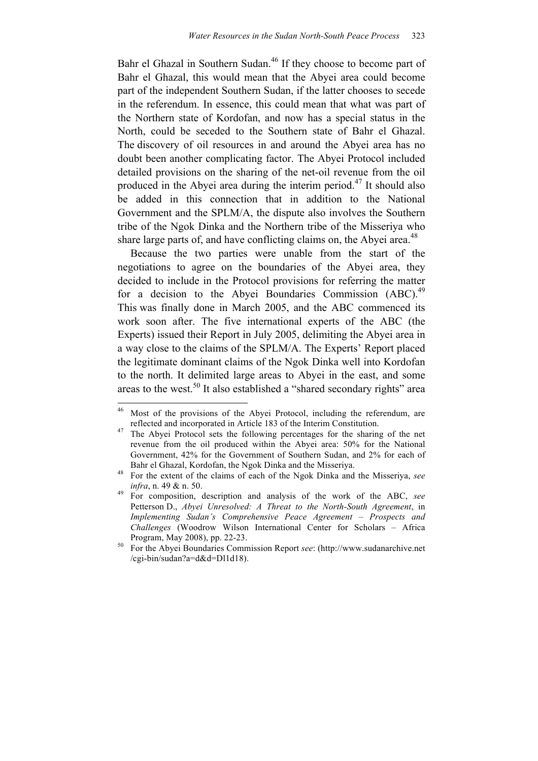Bahr el Ghazal in Southern Sudan.[46] If they choose to become part of Bahr el Ghazal, this would mean that the Abyei area could become part of the independent Southern Sudan, if the latter chooses to secede in the referendum. In essence, this could mean that what was part of the Northern state of Kordofan, and now has a special status in the North, could be seceded to the Southern state of Bahr el Ghazal. The discovery of oil resources in and around the Abyei area has no doubt been another complicating factor. The Abyei Protocol included detailed provisions on the sharing of the net-oil revenue from the oil produced in the Abyei area during the interim period.[47] It should also be added in this connection that in addition to the National Government and the SPLM/A, the dispute also involves the Southern tribe of the Ngok Dinka and the Northern tribe of the Misseriya who share large parts of, and have conflicting claims on, the Abyei area.[48]

Because the two parties were unable from the start of the negotiations to agree on the boundaries of the Abyei area, they decided to include in the Protocol provisions for referring the matter for a decision to the Abyei Boundaries Commission (ABC).[49] This was finally done in March 2005, and the ABC commenced its work soon after. The five international experts of the ABC (the Experts) issued their Report in July 2005, delimiting the Abyei area in a way close to the claims of the SPLM/A. The Experts' Report placed the legitimate dominant claims of the Ngok Dinka well into Kordofan to the north. It delimited large areas to Abyei in the east, and some areas to the west.[50] It also established a "shared secondary rights" area

---

[46] Most of the provisions of the Abyei Protocol, including the referendum, are reflected and incorporated in Article 183 of the Interim Constitution.

[47] The Abyei Protocol sets the following percentages for the sharing of the net revenue from the oil produced within the Abyei area: 50% for the National Government, 42% for the Government of Southern Sudan, and 2% for each of Bahr el Ghazal, Kordofan, the Ngok Dinka and the Misseriya.

[48] For the extent of the claims of each of the Ngok Dinka and the Misseriya, *see infra*, n. 49 & n. 50.

[49] For composition, description and analysis of the work of the ABC, *see* Petterson D., *Abyei Unresolved: A Threat to the North-South Agreement*, in *Implementing Sudan's Comprehensive Peace Agreement – Prospects and Challenges* (Woodrow Wilson International Center for Scholars – Africa Program, May 2008), pp. 22-23.

[50] For the Abyei Boundaries Commission Report *see*: (http://www.sudanarchive.net/cgi-bin/sudan?a=d&d=Dl1d18).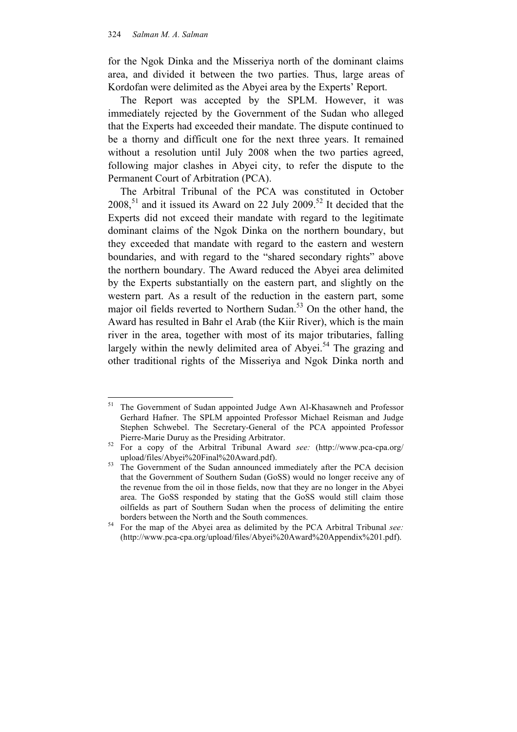for the Ngok Dinka and the Misseriya north of the dominant claims area, and divided it between the two parties. Thus, large areas of Kordofan were delimited as the Abyei area by the Experts' Report.

The Report was accepted by the SPLM. However, it was immediately rejected by the Government of the Sudan who alleged that the Experts had exceeded their mandate. The dispute continued to be a thorny and difficult one for the next three years. It remained without a resolution until July 2008 when the two parties agreed, following major clashes in Abyei city, to refer the dispute to the Permanent Court of Arbitration (PCA).

The Arbitral Tribunal of the PCA was constituted in October 2008,[51] and it issued its Award on 22 July 2009.[52] It decided that the Experts did not exceed their mandate with regard to the legitimate dominant claims of the Ngok Dinka on the northern boundary, but they exceeded that mandate with regard to the eastern and western boundaries, and with regard to the "shared secondary rights" above the northern boundary. The Award reduced the Abyei area delimited by the Experts substantially on the eastern part, and slightly on the western part. As a result of the reduction in the eastern part, some major oil fields reverted to Northern Sudan.[53] On the other hand, the Award has resulted in Bahr el Arab (the Kiir River), which is the main river in the area, together with most of its major tributaries, falling largely within the newly delimited area of Abyei.[54] The grazing and other traditional rights of the Misseriya and Ngok Dinka north and

---

[51] The Government of Sudan appointed Judge Awn Al-Khasawneh and Professor Gerhard Hafner. The SPLM appointed Professor Michael Reisman and Judge Stephen Schwebel. The Secretary-General of the PCA appointed Professor Pierre-Marie Duruy as the Presiding Arbitrator.

[52] For a copy of the Arbitral Tribunal Award *see:* (http://www.pca-cpa.org/upload/files/Abyei%20Final%20Award.pdf).

[53] The Government of the Sudan announced immediately after the PCA decision that the Government of Southern Sudan (GoSS) would no longer receive any of the revenue from the oil in those fields, now that they are no longer in the Abyei area. The GoSS responded by stating that the GoSS would still claim those oilfields as part of Southern Sudan when the process of delimiting the entire borders between the North and the South commences.

[54] For the map of the Abyei area as delimited by the PCA Arbitral Tribunal *see:* (http://www.pca-cpa.org/upload/files/Abyei%20Award%20Appendix%201.pdf).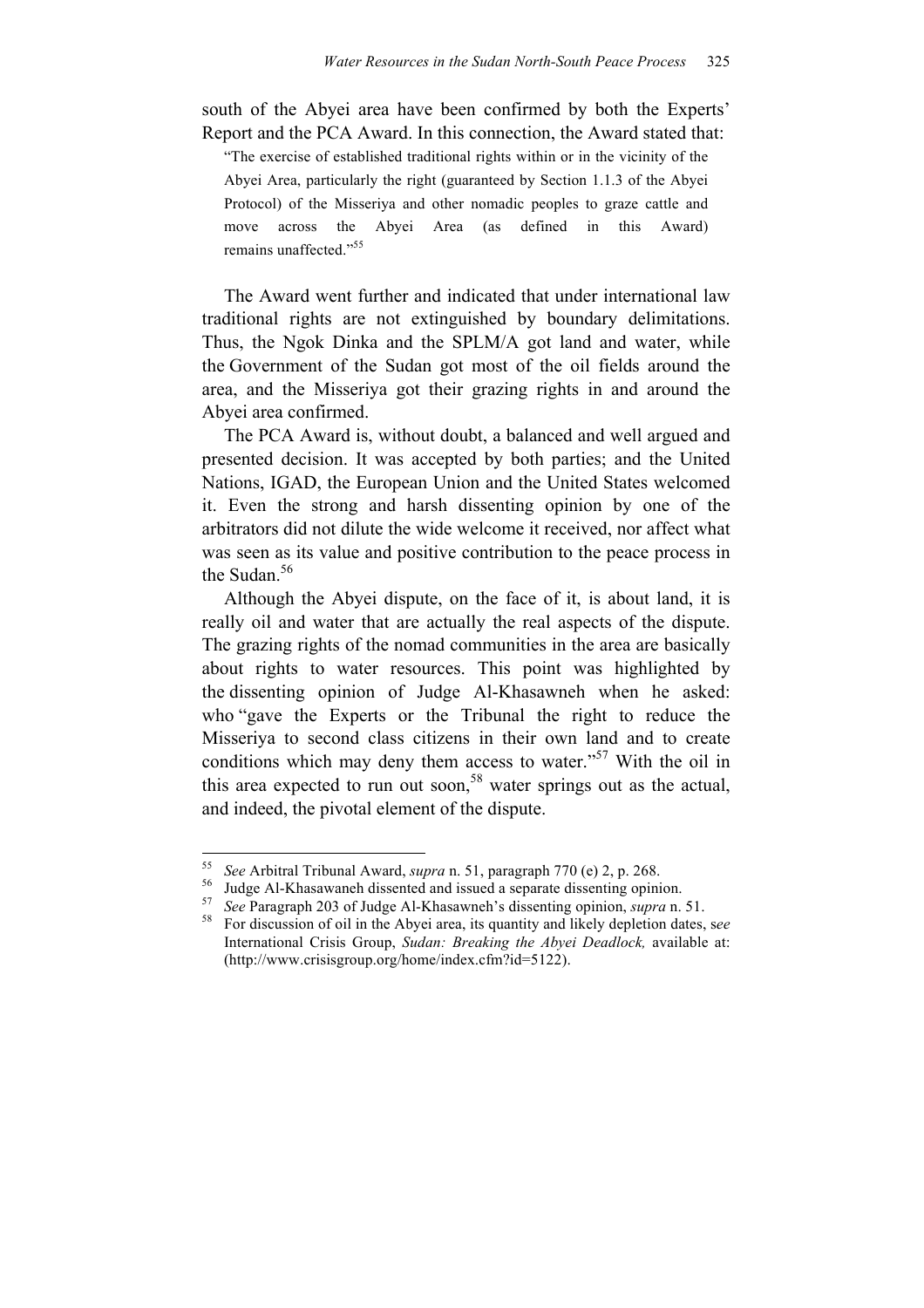south of the Abyei area have been confirmed by both the Experts' Report and the PCA Award. In this connection, the Award stated that:

> "The exercise of established traditional rights within or in the vicinity of the Abyei Area, particularly the right (guaranteed by Section 1.1.3 of the Abyei Protocol) of the Misseriya and other nomadic peoples to graze cattle and move across the Abyei Area (as defined in this Award) remains unaffected."[55]

The Award went further and indicated that under international law traditional rights are not extinguished by boundary delimitations. Thus, the Ngok Dinka and the SPLM/A got land and water, while the Government of the Sudan got most of the oil fields around the area, and the Misseriya got their grazing rights in and around the Abyei area confirmed.

The PCA Award is, without doubt, a balanced and well argued and presented decision. It was accepted by both parties; and the United Nations, IGAD, the European Union and the United States welcomed it. Even the strong and harsh dissenting opinion by one of the arbitrators did not dilute the wide welcome it received, nor affect what was seen as its value and positive contribution to the peace process in the Sudan.[56]

Although the Abyei dispute, on the face of it, is about land, it is really oil and water that are actually the real aspects of the dispute. The grazing rights of the nomad communities in the area are basically about rights to water resources. This point was highlighted by the dissenting opinion of Judge Al-Khasawneh when he asked: who "gave the Experts or the Tribunal the right to reduce the Misseriya to second class citizens in their own land and to create conditions which may deny them access to water."[57] With the oil in this area expected to run out soon,[58] water springs out as the actual, and indeed, the pivotal element of the dispute.

---

[55] *See* Arbitral Tribunal Award, *supra* n. 51, paragraph 770 (e) 2, p. 268.

[56] Judge Al-Khasawaneh dissented and issued a separate dissenting opinion.

[57] *See* Paragraph 203 of Judge Al-Khasawneh's dissenting opinion, *supra* n. 51.

[58] For discussion of oil in the Abyei area, its quantity and likely depletion dates, s*ee* International Crisis Group, *Sudan: Breaking the Abyei Deadlock,* available at: (http://www.crisisgroup.org/home/index.cfm?id=5122).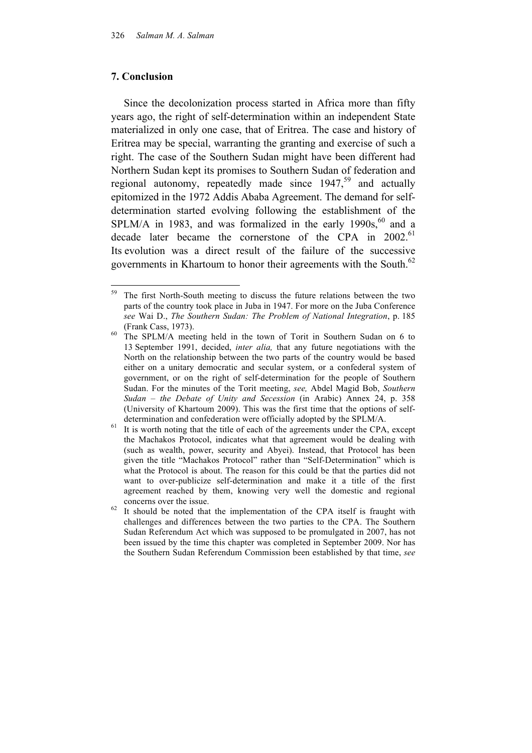## 7. Conclusion

Since the decolonization process started in Africa more than fifty years ago, the right of self-determination within an independent State materialized in only one case, that of Eritrea. The case and history of Eritrea may be special, warranting the granting and exercise of such a right. The case of the Southern Sudan might have been different had Northern Sudan kept its promises to Southern Sudan of federation and regional autonomy, repeatedly made since 1947,[59] and actually epitomized in the 1972 Addis Ababa Agreement. The demand for self-determination started evolving following the establishment of the SPLM/A in 1983, and was formalized in the early 1990s,[60] and a decade later became the cornerstone of the CPA in 2002.[61] Its evolution was a direct result of the failure of the successive governments in Khartoum to honor their agreements with the South.[62]

---

[59] The first North-South meeting to discuss the future relations between the two parts of the country took place in Juba in 1947. For more on the Juba Conference *see* Wai D., *The Southern Sudan: The Problem of National Integration*, p. 185 (Frank Cass, 1973).

[60] The SPLM/A meeting held in the town of Torit in Southern Sudan on 6 to 13 September 1991, decided, *inter alia,* that any future negotiations with the North on the relationship between the two parts of the country would be based either on a unitary democratic and secular system, or a confederal system of government, or on the right of self-determination for the people of Southern Sudan. For the minutes of the Torit meeting, *see,* Abdel Magid Bob, *Southern Sudan – the Debate of Unity and Secession* (in Arabic) Annex 24, p. 358 (University of Khartoum 2009). This was the first time that the options of self-determination and confederation were officially adopted by the SPLM/A.

[61] It is worth noting that the title of each of the agreements under the CPA, except the Machakos Protocol, indicates what that agreement would be dealing with (such as wealth, power, security and Abyei). Instead, that Protocol has been given the title "Machakos Protocol" rather than "Self-Determination" which is what the Protocol is about. The reason for this could be that the parties did not want to over-publicize self-determination and make it a title of the first agreement reached by them, knowing very well the domestic and regional concerns over the issue.

[62] It should be noted that the implementation of the CPA itself is fraught with challenges and differences between the two parties to the CPA. The Southern Sudan Referendum Act which was supposed to be promulgated in 2007, has not been issued by the time this chapter was completed in September 2009. Nor has the Southern Sudan Referendum Commission been established by that time, *see*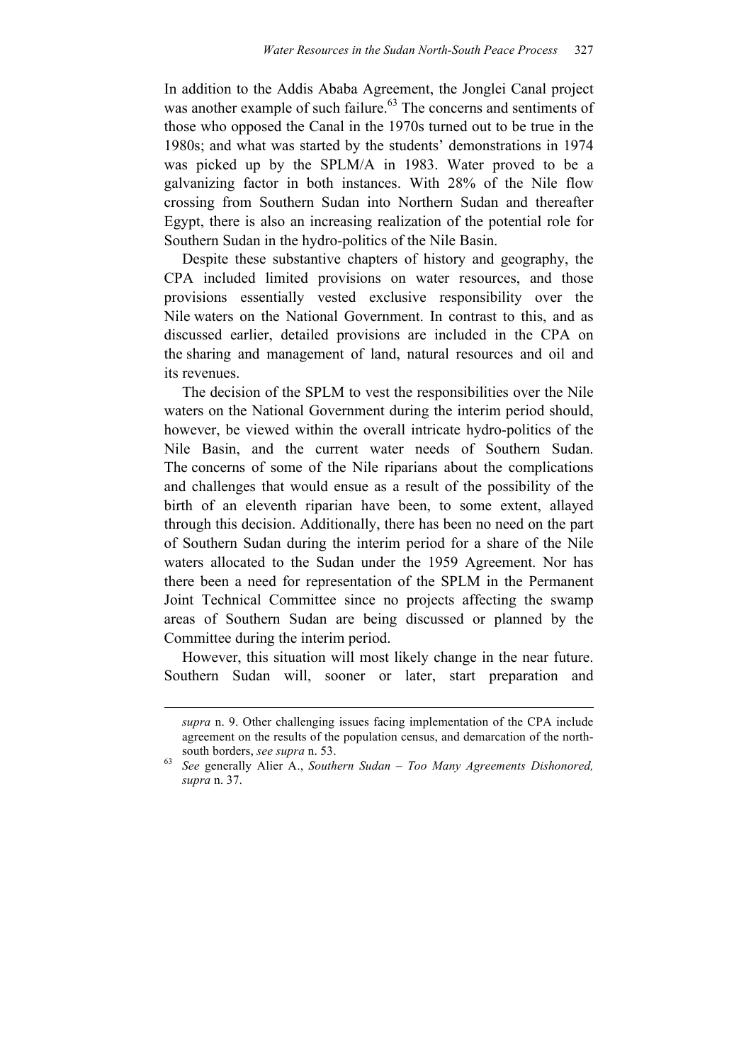In addition to the Addis Ababa Agreement, the Jonglei Canal project was another example of such failure.[63] The concerns and sentiments of those who opposed the Canal in the 1970s turned out to be true in the 1980s; and what was started by the students' demonstrations in 1974 was picked up by the SPLM/A in 1983. Water proved to be a galvanizing factor in both instances. With 28% of the Nile flow crossing from Southern Sudan into Northern Sudan and thereafter Egypt, there is also an increasing realization of the potential role for Southern Sudan in the hydro-politics of the Nile Basin.

Despite these substantive chapters of history and geography, the CPA included limited provisions on water resources, and those provisions essentially vested exclusive responsibility over the Nile waters on the National Government. In contrast to this, and as discussed earlier, detailed provisions are included in the CPA on the sharing and management of land, natural resources and oil and its revenues.

The decision of the SPLM to vest the responsibilities over the Nile waters on the National Government during the interim period should, however, be viewed within the overall intricate hydro-politics of the Nile Basin, and the current water needs of Southern Sudan. The concerns of some of the Nile riparians about the complications and challenges that would ensue as a result of the possibility of the birth of an eleventh riparian have been, to some extent, allayed through this decision. Additionally, there has been no need on the part of Southern Sudan during the interim period for a share of the Nile waters allocated to the Sudan under the 1959 Agreement. Nor has there been a need for representation of the SPLM in the Permanent Joint Technical Committee since no projects affecting the swamp areas of Southern Sudan are being discussed or planned by the Committee during the interim period.

However, this situation will most likely change in the near future. Southern Sudan will, sooner or later, start preparation and

---

*supra* n. 9. Other challenging issues facing implementation of the CPA include agreement on the results of the population census, and demarcation of the north-south borders, *see supra* n. 53.

[63] *See* generally Alier A., *Southern Sudan – Too Many Agreements Dishonored, supra* n. 37.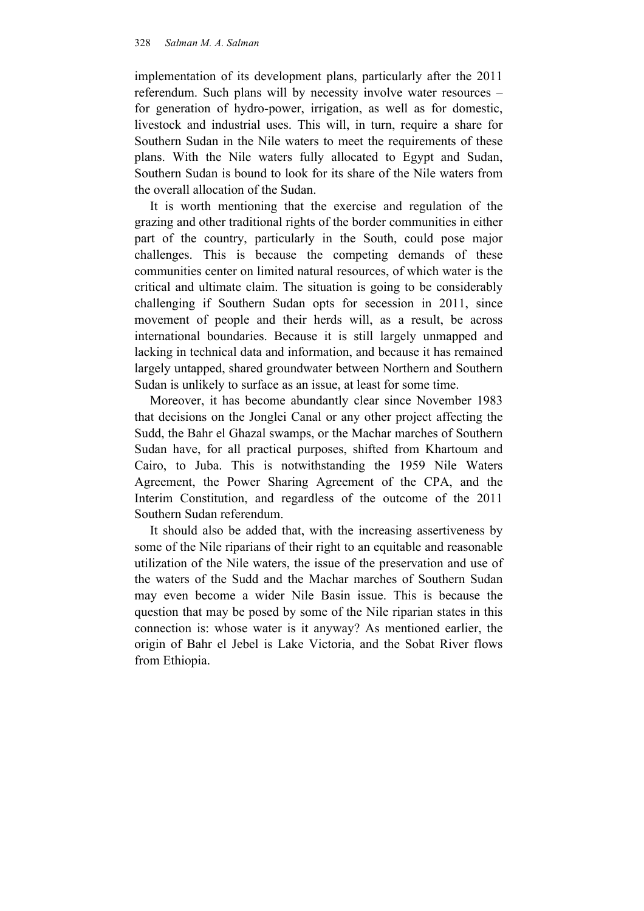implementation of its development plans, particularly after the 2011 referendum. Such plans will by necessity involve water resources – for generation of hydro-power, irrigation, as well as for domestic, livestock and industrial uses. This will, in turn, require a share for Southern Sudan in the Nile waters to meet the requirements of these plans. With the Nile waters fully allocated to Egypt and Sudan, Southern Sudan is bound to look for its share of the Nile waters from the overall allocation of the Sudan.

It is worth mentioning that the exercise and regulation of the grazing and other traditional rights of the border communities in either part of the country, particularly in the South, could pose major challenges. This is because the competing demands of these communities center on limited natural resources, of which water is the critical and ultimate claim. The situation is going to be considerably challenging if Southern Sudan opts for secession in 2011, since movement of people and their herds will, as a result, be across international boundaries. Because it is still largely unmapped and lacking in technical data and information, and because it has remained largely untapped, shared groundwater between Northern and Southern Sudan is unlikely to surface as an issue, at least for some time.

Moreover, it has become abundantly clear since November 1983 that decisions on the Jonglei Canal or any other project affecting the Sudd, the Bahr el Ghazal swamps, or the Machar marches of Southern Sudan have, for all practical purposes, shifted from Khartoum and Cairo, to Juba. This is notwithstanding the 1959 Nile Waters Agreement, the Power Sharing Agreement of the CPA, and the Interim Constitution, and regardless of the outcome of the 2011 Southern Sudan referendum.

It should also be added that, with the increasing assertiveness by some of the Nile riparians of their right to an equitable and reasonable utilization of the Nile waters, the issue of the preservation and use of the waters of the Sudd and the Machar marches of Southern Sudan may even become a wider Nile Basin issue. This is because the question that may be posed by some of the Nile riparian states in this connection is: whose water is it anyway? As mentioned earlier, the origin of Bahr el Jebel is Lake Victoria, and the Sobat River flows from Ethiopia.